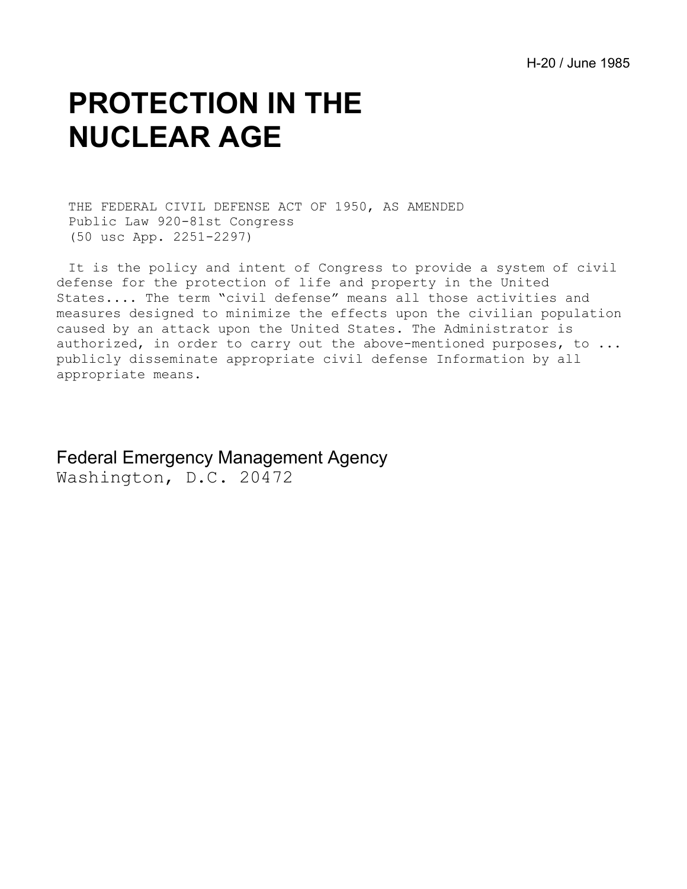H-20 / June 1985

# PROTECTION IN THE NUCLEAR AGE

THE FEDERAL CIVIL DEFENSE ACT OF 1950, AS AMENDED
Public Law 920-81st Congress
(50 usc App. 2251-2297)

It is the policy and intent of Congress to provide a system of civil defense for the protection of life and property in the United States.... The term "civil defense" means all those activities and measures designed to minimize the effects upon the civilian population caused by an attack upon the United States. The Administrator is authorized, in order to carry out the above-mentioned purposes, to ... publicly disseminate appropriate civil defense Information by all appropriate means.

Federal Emergency Management Agency
Washington, D.C. 20472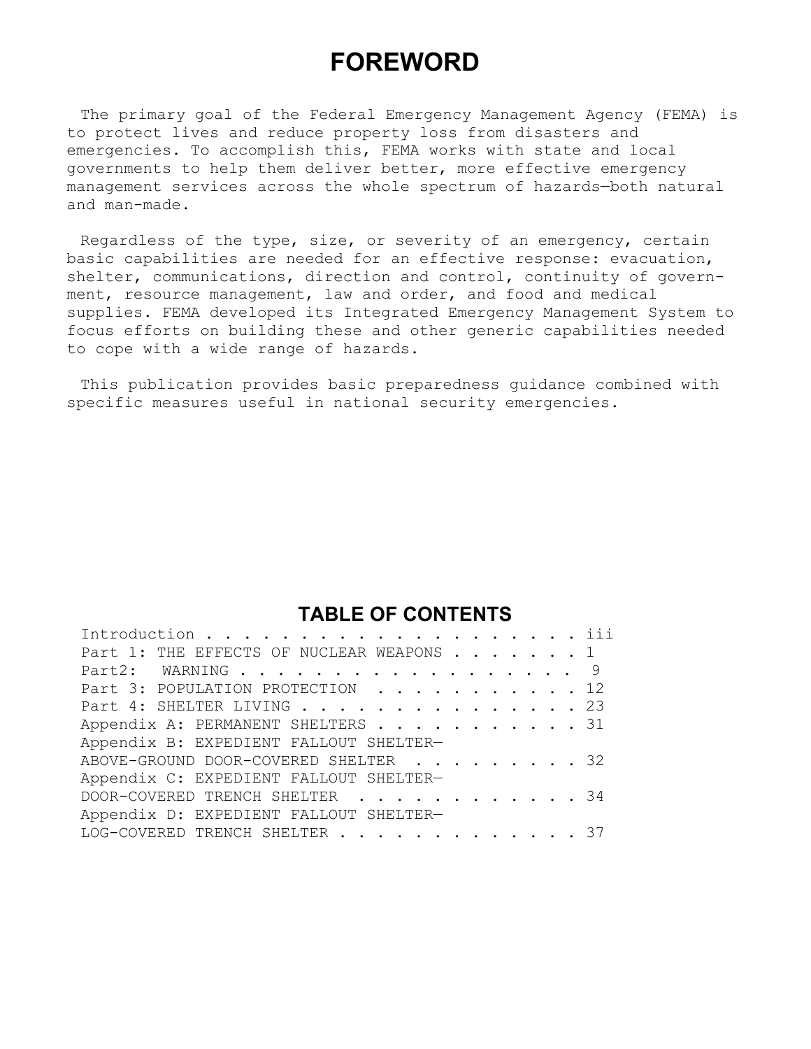# FOREWORD

The primary goal of the Federal Emergency Management Agency (FEMA) is to protect lives and reduce property loss from disasters and emergencies. To accomplish this, FEMA works with state and local governments to help them deliver better, more effective emergency management services across the whole spectrum of hazards—both natural and man-made.

Regardless of the type, size, or severity of an emergency, certain basic capabilities are needed for an effective response: evacuation, shelter, communications, direction and control, continuity of government, resource management, law and order, and food and medical supplies. FEMA developed its Integrated Emergency Management System to focus efforts on building these and other generic capabilities needed to cope with a wide range of hazards.

This publication provides basic preparedness guidance combined with specific measures useful in national security emergencies.

## TABLE OF CONTENTS

Introduction . . . . . . . . . . . . . . . . . . . . iii
Part 1: THE EFFECTS OF NUCLEAR WEAPONS . . . . . . . 1
Part2: WARNING . . . . . . . . . . . . . . . . . . 9
Part 3: POPULATION PROTECTION . . . . . . . . . . . 12
Part 4: SHELTER LIVING . . . . . . . . . . . . . . . 23
Appendix A: PERMANENT SHELTERS . . . . . . . . . . . 31
Appendix B: EXPEDIENT FALLOUT SHELTER—
ABOVE-GROUND DOOR-COVERED SHELTER . . . . . . . . . 32
Appendix C: EXPEDIENT FALLOUT SHELTER—
DOOR-COVERED TRENCH SHELTER . . . . . . . . . . . . 34
Appendix D: EXPEDIENT FALLOUT SHELTER—
LOG-COVERED TRENCH SHELTER . . . . . . . . . . . . . 37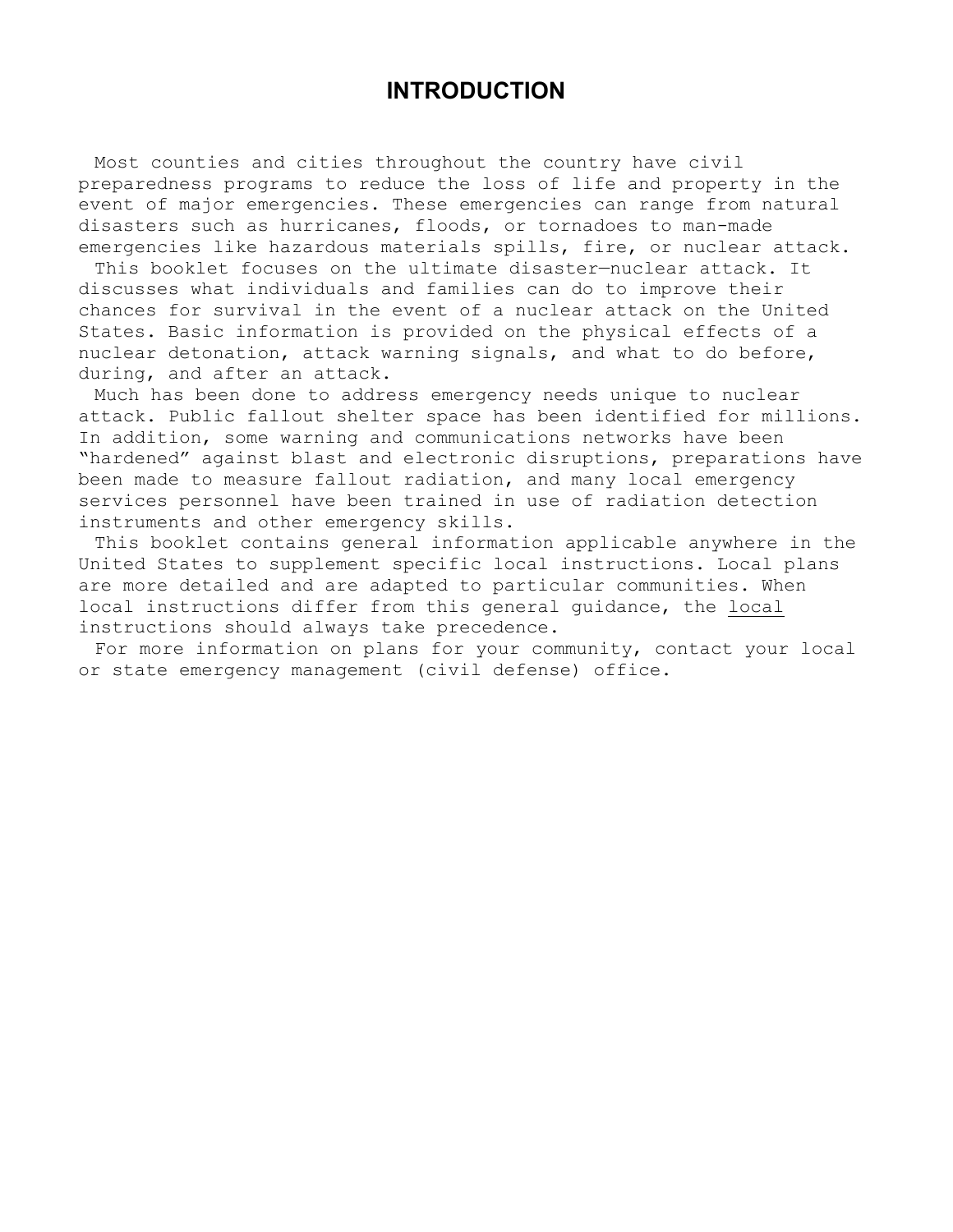# INTRODUCTION

Most counties and cities throughout the country have civil preparedness programs to reduce the loss of life and property in the event of major emergencies. These emergencies can range from natural disasters such as hurricanes, floods, or tornadoes to man-made emergencies like hazardous materials spills, fire, or nuclear attack.

This booklet focuses on the ultimate disaster—nuclear attack. It discusses what individuals and families can do to improve their chances for survival in the event of a nuclear attack on the United States. Basic information is provided on the physical effects of a nuclear detonation, attack warning signals, and what to do before, during, and after an attack.

Much has been done to address emergency needs unique to nuclear attack. Public fallout shelter space has been identified for millions. In addition, some warning and communications networks have been "hardened" against blast and electronic disruptions, preparations have been made to measure fallout radiation, and many local emergency services personnel have been trained in use of radiation detection instruments and other emergency skills.

This booklet contains general information applicable anywhere in the United States to supplement specific local instructions. Local plans are more detailed and are adapted to particular communities. When local instructions differ from this general guidance, the <u>local</u> instructions should always take precedence.

For more information on plans for your community, contact your local or state emergency management (civil defense) office.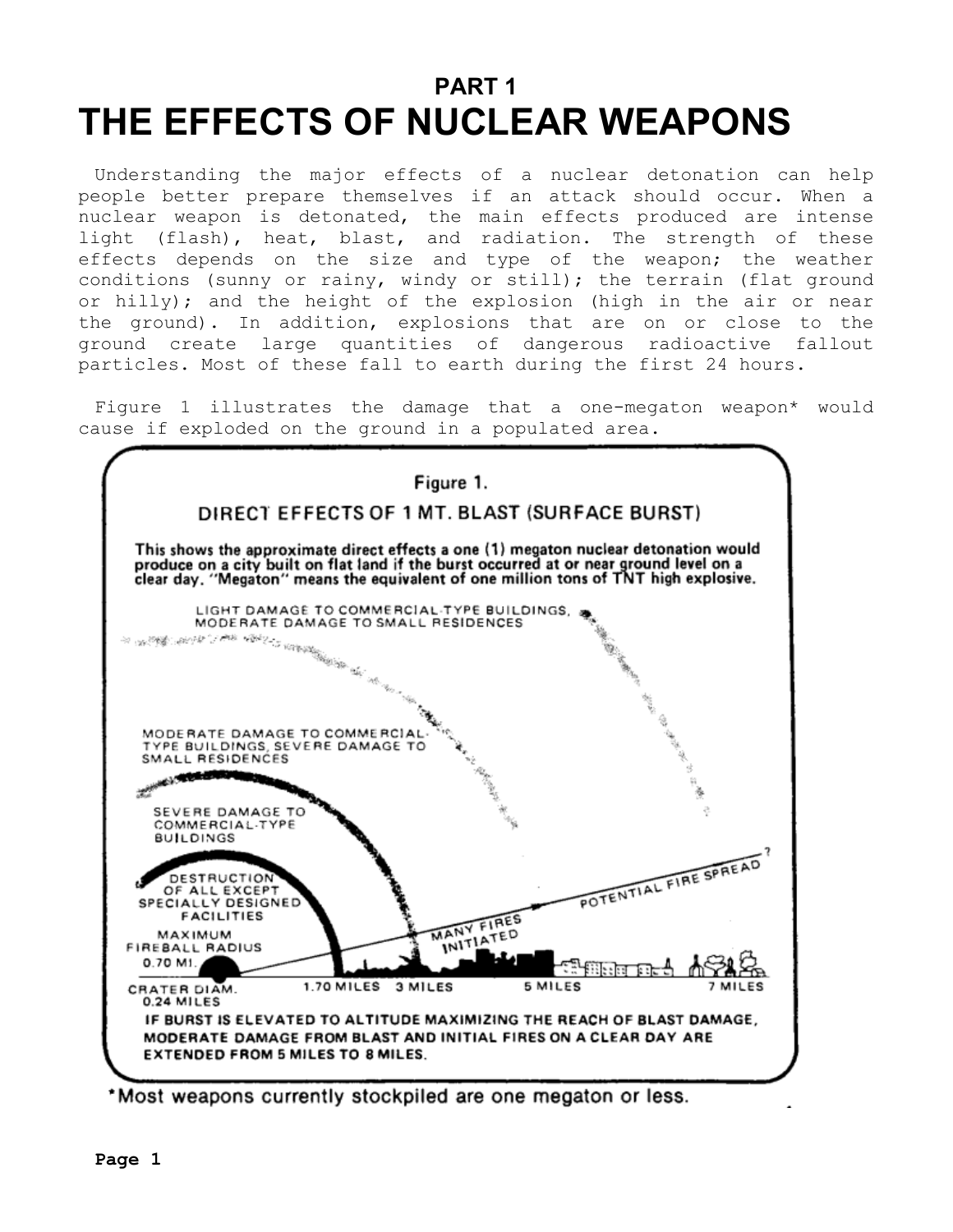# PART 1
# THE EFFECTS OF NUCLEAR WEAPONS

Understanding the major effects of a nuclear detonation can help people better prepare themselves if an attack should occur. When a nuclear weapon is detonated, the main effects produced are intense light (flash), heat, blast, and radiation. The strength of these effects depends on the size and type of the weapon; the weather conditions (sunny or rainy, windy or still); the terrain (flat ground or hilly); and the height of the explosion (high in the air or near the ground). In addition, explosions that are on or close to the ground create large quantities of dangerous radioactive fallout particles. Most of these fall to earth during the first 24 hours.

Figure 1 illustrates the damage that a one-megaton weapon* would cause if exploded on the ground in a populated area.

**Figure 1.**

**DIRECT EFFECTS OF 1 MT. BLAST (SURFACE BURST)**

**This shows the approximate direct effects a one (1) megaton nuclear detonation would produce on a city built on flat land if the burst occurred at or near ground level on a clear day. "Megaton" means the equivalent of one million tons of TNT high explosive.**

LIGHT DAMAGE TO COMMERCIAL-TYPE BUILDINGS, MODERATE DAMAGE TO SMALL RESIDENCES

MODERATE DAMAGE TO COMMERCIAL-TYPE BUILDINGS, SEVERE DAMAGE TO SMALL RESIDENCES

SEVERE DAMAGE TO COMMERCIAL-TYPE BUILDINGS

DESTRUCTION OF ALL EXCEPT SPECIALLY DESIGNED FACILITIES

MAXIMUM FIREBALL RADIUS 0.70 MI.

CRATER DIAM. 0.24 MILES

MANY FIRES INITIATED

POTENTIAL FIRE SPREAD ?

1.70 MILES — 3 MILES — 5 MILES — 7 MILES

**IF BURST IS ELEVATED TO ALTITUDE MAXIMIZING THE REACH OF BLAST DAMAGE, MODERATE DAMAGE FROM BLAST AND INITIAL FIRES ON A CLEAR DAY ARE EXTENDED FROM 5 MILES TO 8 MILES.**

*Most weapons currently stockpiled are one megaton or less.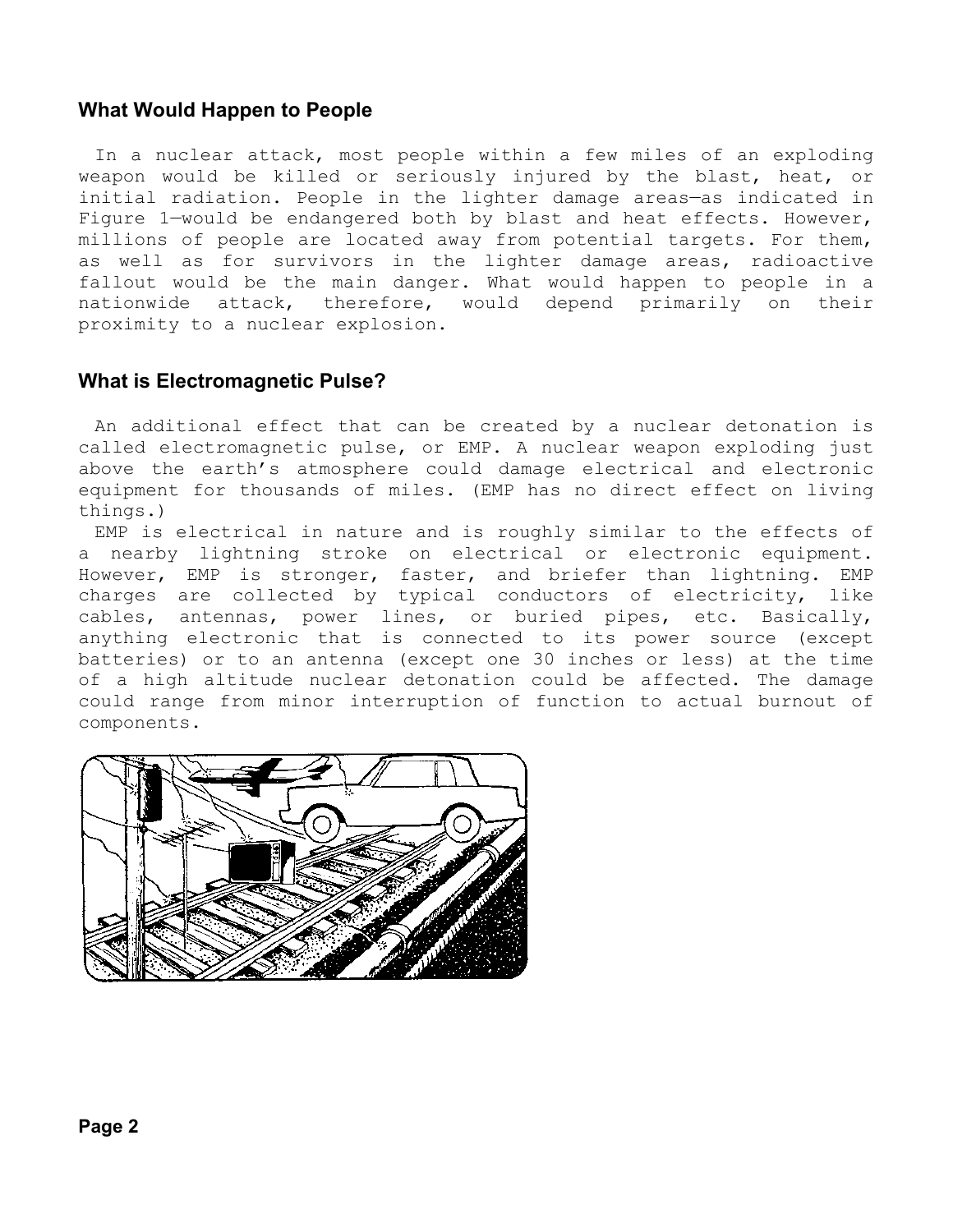## What Would Happen to People

In a nuclear attack, most people within a few miles of an exploding weapon would be killed or seriously injured by the blast, heat, or initial radiation. People in the lighter damage areas—as indicated in Figure 1—would be endangered both by blast and heat effects. However, millions of people are located away from potential targets. For them, as well as for survivors in the lighter damage areas, radioactive fallout would be the main danger. What would happen to people in a nationwide attack, therefore, would depend primarily on their proximity to a nuclear explosion.

## What is Electromagnetic Pulse?

An additional effect that can be created by a nuclear detonation is called electromagnetic pulse, or EMP. A nuclear weapon exploding just above the earth's atmosphere could damage electrical and electronic equipment for thousands of miles. (EMP has no direct effect on living things.)

EMP is electrical in nature and is roughly similar to the effects of a nearby lightning stroke on electrical or electronic equipment. However, EMP is stronger, faster, and briefer than lightning. EMP charges are collected by typical conductors of electricity, like cables, antennas, power lines, or buried pipes, etc. Basically, anything electronic that is connected to its power source (except batteries) or to an antenna (except one 30 inches or less) at the time of a high altitude nuclear detonation could be affected. The damage could range from minor interruption of function to actual burnout of components.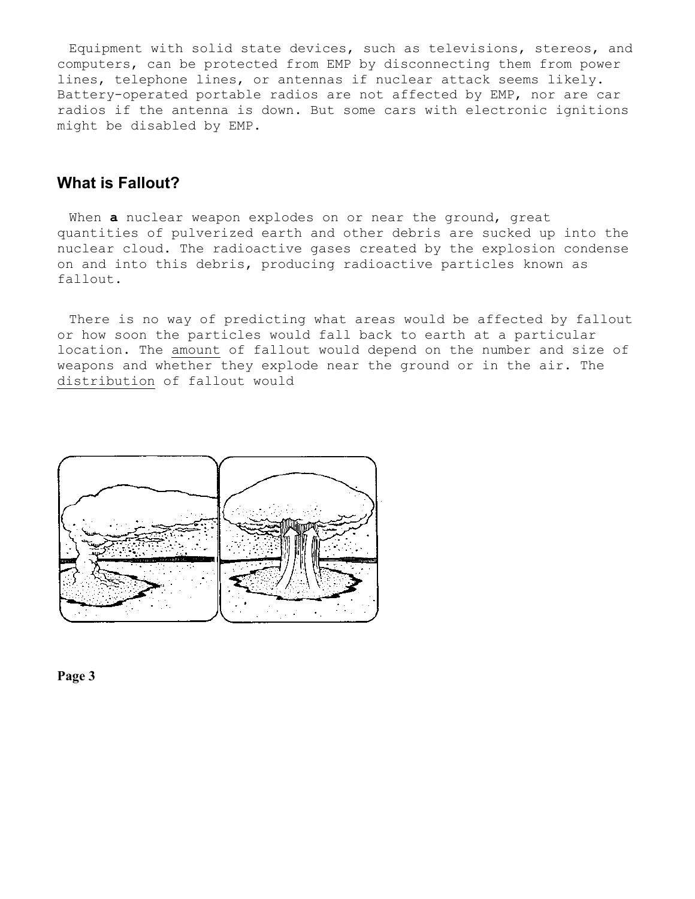Equipment with solid state devices, such as televisions, stereos, and computers, can be protected from EMP by disconnecting them from power lines, telephone lines, or antennas if nuclear attack seems likely. Battery-operated portable radios are not affected by EMP, nor are car radios if the antenna is down. But some cars with electronic ignitions might be disabled by EMP.

## What is Fallout?

When **a** nuclear weapon explodes on or near the ground, great quantities of pulverized earth and other debris are sucked up into the nuclear cloud. The radioactive gases created by the explosion condense on and into this debris, producing radioactive particles known as fallout.

There is no way of predicting what areas would be affected by fallout or how soon the particles would fall back to earth at a particular location. The <u>amount</u> of fallout would depend on the number and size of weapons and whether they explode near the ground or in the air. The <u>distribution</u> of fallout would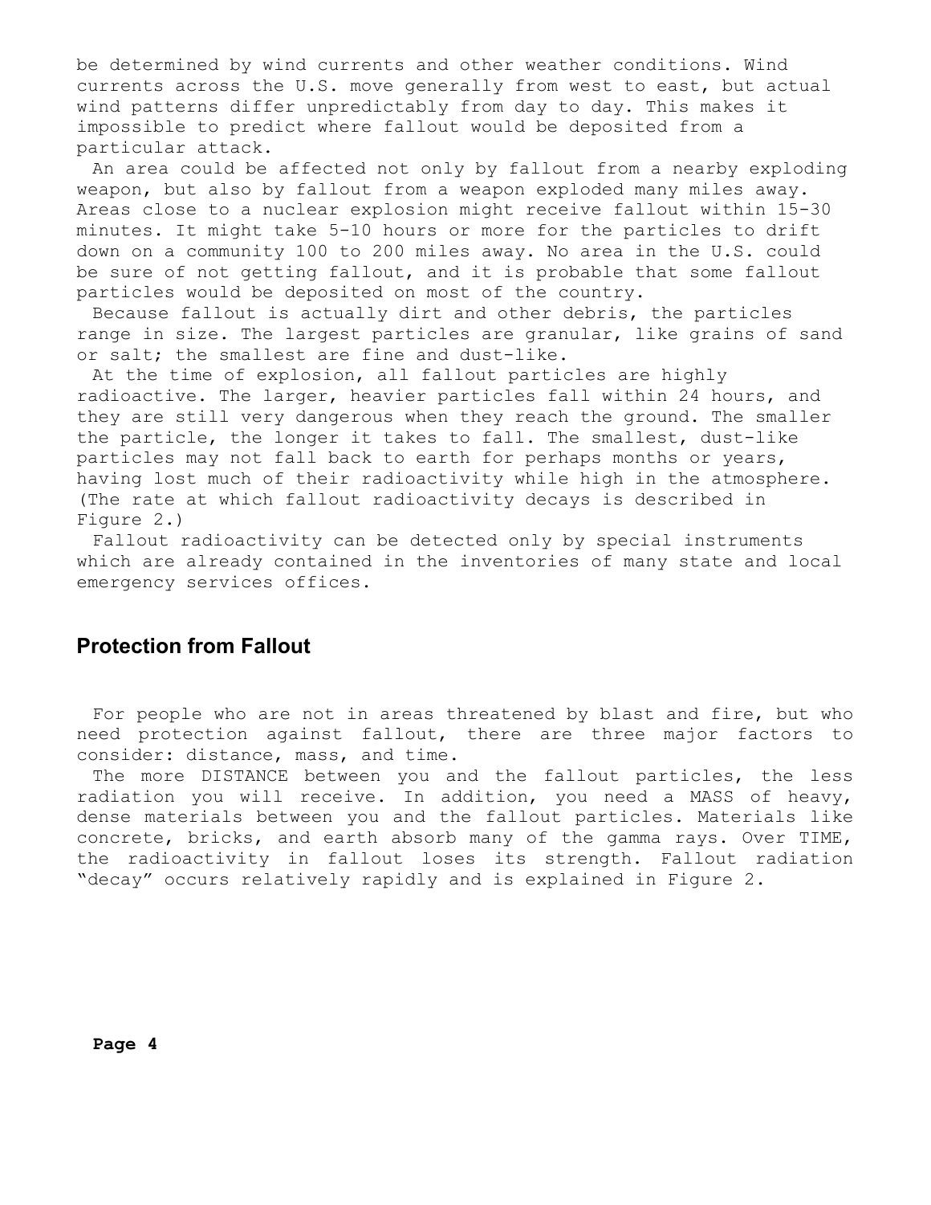be determined by wind currents and other weather conditions. Wind currents across the U.S. move generally from west to east, but actual wind patterns differ unpredictably from day to day. This makes it impossible to predict where fallout would be deposited from a particular attack.

An area could be affected not only by fallout from a nearby exploding weapon, but also by fallout from a weapon exploded many miles away. Areas close to a nuclear explosion might receive fallout within 15-30 minutes. It might take 5-10 hours or more for the particles to drift down on a community 100 to 200 miles away. No area in the U.S. could be sure of not getting fallout, and it is probable that some fallout particles would be deposited on most of the country.

Because fallout is actually dirt and other debris, the particles range in size. The largest particles are granular, like grains of sand or salt; the smallest are fine and dust-like.

At the time of explosion, all fallout particles are highly radioactive. The larger, heavier particles fall within 24 hours, and they are still very dangerous when they reach the ground. The smaller the particle, the longer it takes to fall. The smallest, dust-like particles may not fall back to earth for perhaps months or years, having lost much of their radioactivity while high in the atmosphere. (The rate at which fallout radioactivity decays is described in Figure 2.)

Fallout radioactivity can be detected only by special instruments which are already contained in the inventories of many state and local emergency services offices.

## Protection from Fallout

For people who are not in areas threatened by blast and fire, but who need protection against fallout, there are three major factors to consider: distance, mass, and time.

The more DISTANCE between you and the fallout particles, the less radiation you will receive. In addition, you need a MASS of heavy, dense materials between you and the fallout particles. Materials like concrete, bricks, and earth absorb many of the gamma rays. Over TIME, the radioactivity in fallout loses its strength. Fallout radiation "decay" occurs relatively rapidly and is explained in Figure 2.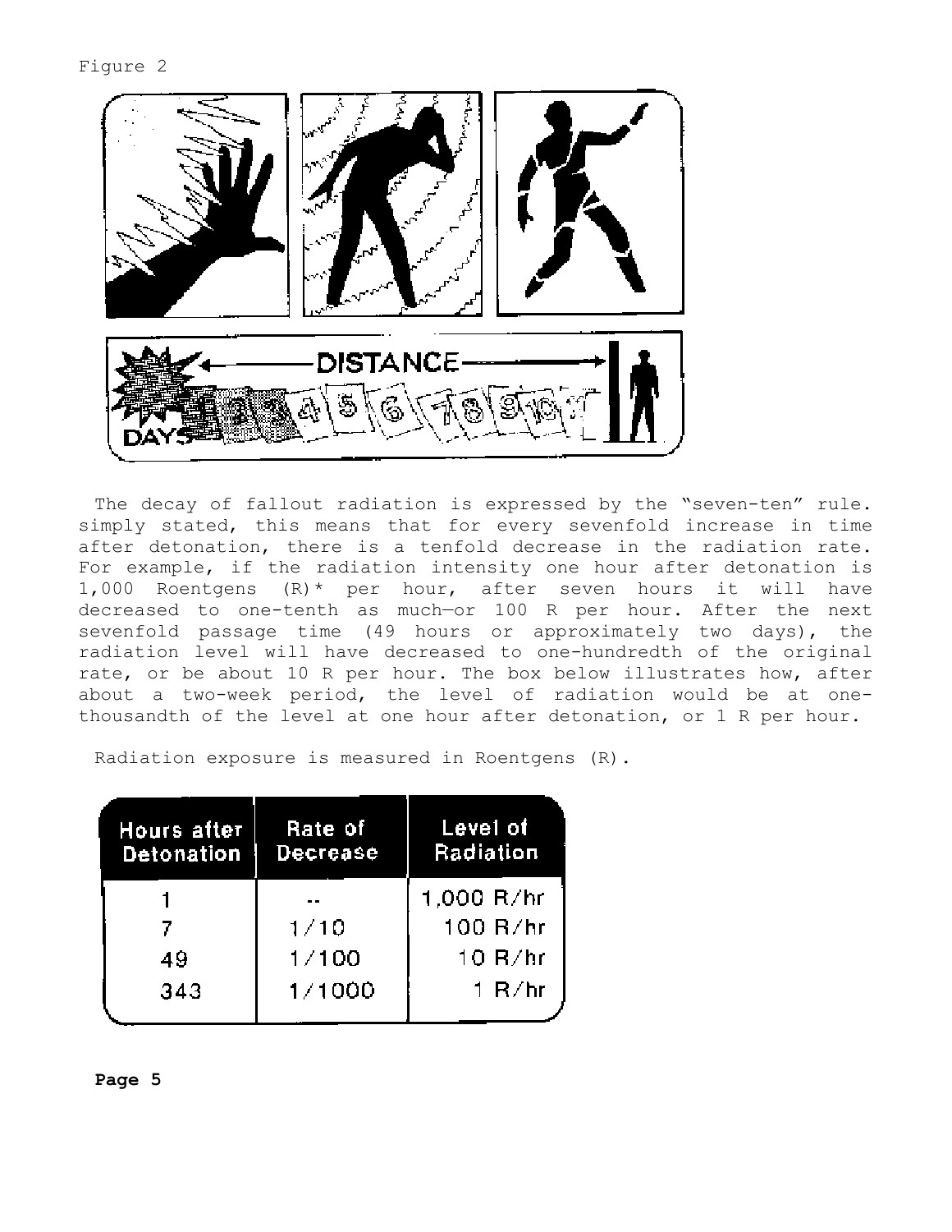Figure 2

The decay of fallout radiation is expressed by the "seven-ten" rule. simply stated, this means that for every sevenfold increase in time after detonation, there is a tenfold decrease in the radiation rate. For example, if the radiation intensity one hour after detonation is 1,000 Roentgens (R)* per hour, after seven hours it will have decreased to one-tenth as much—or 100 R per hour. After the next sevenfold passage time (49 hours or approximately two days), the radiation level will have decreased to one-hundredth of the original rate, or be about 10 R per hour. The box below illustrates how, after about a two-week period, the level of radiation would be at one-thousandth of the level at one hour after detonation, or 1 R per hour.

Radiation exposure is measured in Roentgens (R).

| Hours after Detonation | Rate of Decrease | Level of Radiation |
|---|---|---|
| 1 | -- | 1,000 R/hr |
| 7 | 1/10 | 100 R/hr |
| 49 | 1/100 | 10 R/hr |
| 343 | 1/1000 | 1 R/hr |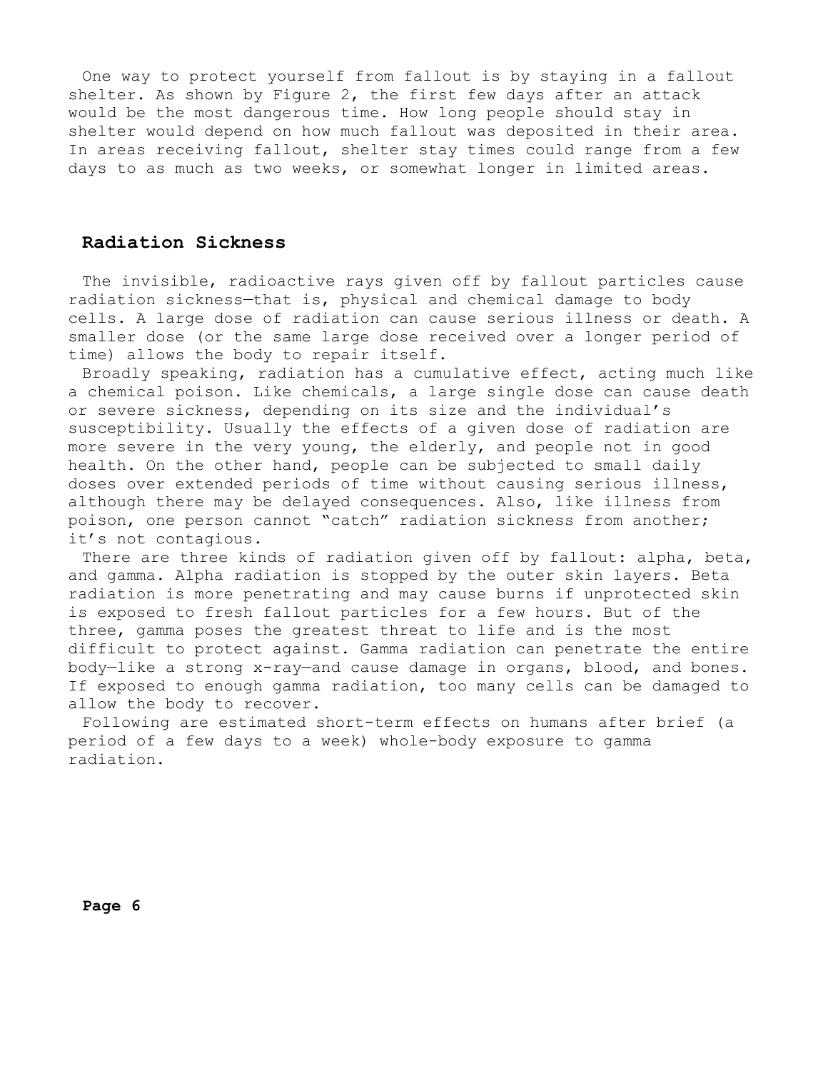One way to protect yourself from fallout is by staying in a fallout shelter. As shown by Figure 2, the first few days after an attack would be the most dangerous time. How long people should stay in shelter would depend on how much fallout was deposited in their area. In areas receiving fallout, shelter stay times could range from a few days to as much as two weeks, or somewhat longer in limited areas.

## Radiation Sickness

The invisible, radioactive rays given off by fallout particles cause radiation sickness—that is, physical and chemical damage to body cells. A large dose of radiation can cause serious illness or death. A smaller dose (or the same large dose received over a longer period of time) allows the body to repair itself.

Broadly speaking, radiation has a cumulative effect, acting much like a chemical poison. Like chemicals, a large single dose can cause death or severe sickness, depending on its size and the individual's susceptibility. Usually the effects of a given dose of radiation are more severe in the very young, the elderly, and people not in good health. On the other hand, people can be subjected to small daily doses over extended periods of time without causing serious illness, although there may be delayed consequences. Also, like illness from poison, one person cannot "catch" radiation sickness from another; it's not contagious.

There are three kinds of radiation given off by fallout: alpha, beta, and gamma. Alpha radiation is stopped by the outer skin layers. Beta radiation is more penetrating and may cause burns if unprotected skin is exposed to fresh fallout particles for a few hours. But of the three, gamma poses the greatest threat to life and is the most difficult to protect against. Gamma radiation can penetrate the entire body—like a strong x-ray—and cause damage in organs, blood, and bones. If exposed to enough gamma radiation, too many cells can be damaged to allow the body to recover.

Following are estimated short-term effects on humans after brief (a period of a few days to a week) whole-body exposure to gamma radiation.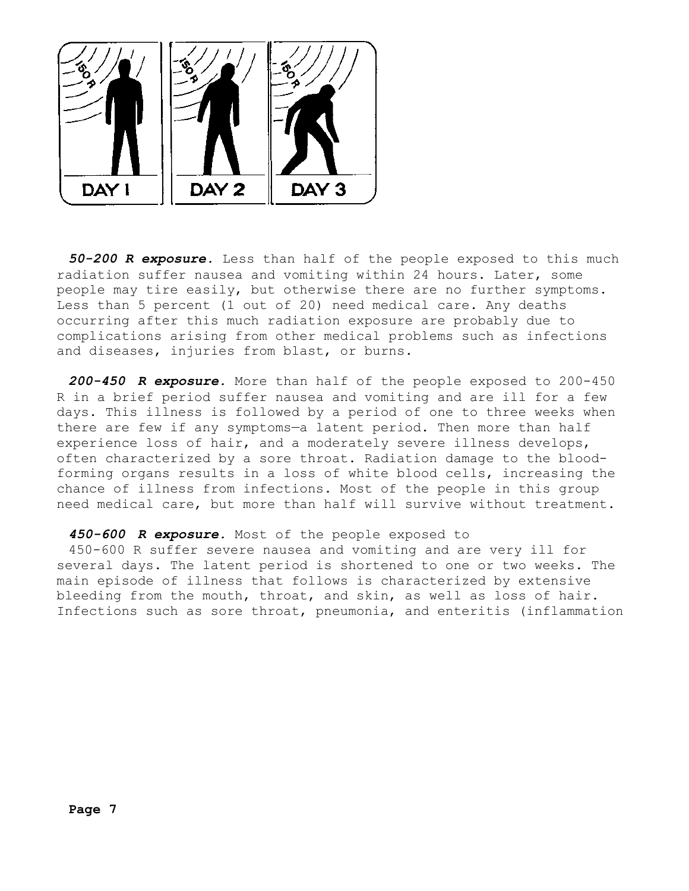***50-200 R exposure.*** Less than half of the people exposed to this much radiation suffer nausea and vomiting within 24 hours. Later, some people may tire easily, but otherwise there are no further symptoms. Less than 5 percent (1 out of 20) need medical care. Any deaths occurring after this much radiation exposure are probably due to complications arising from other medical problems such as infections and diseases, injuries from blast, or burns.

***200-450 R exposure.*** More than half of the people exposed to 200-450 R in a brief period suffer nausea and vomiting and are ill for a few days. This illness is followed by a period of one to three weeks when there are few if any symptoms—a latent period. Then more than half experience loss of hair, and a moderately severe illness develops, often characterized by a sore throat. Radiation damage to the blood-forming organs results in a loss of white blood cells, increasing the chance of illness from infections. Most of the people in this group need medical care, but more than half will survive without treatment.

***450-600 R exposure.*** Most of the people exposed to 450-600 R suffer severe nausea and vomiting and are very ill for several days. The latent period is shortened to one or two weeks. The main episode of illness that follows is characterized by extensive bleeding from the mouth, throat, and skin, as well as loss of hair. Infections such as sore throat, pneumonia, and enteritis (inflammation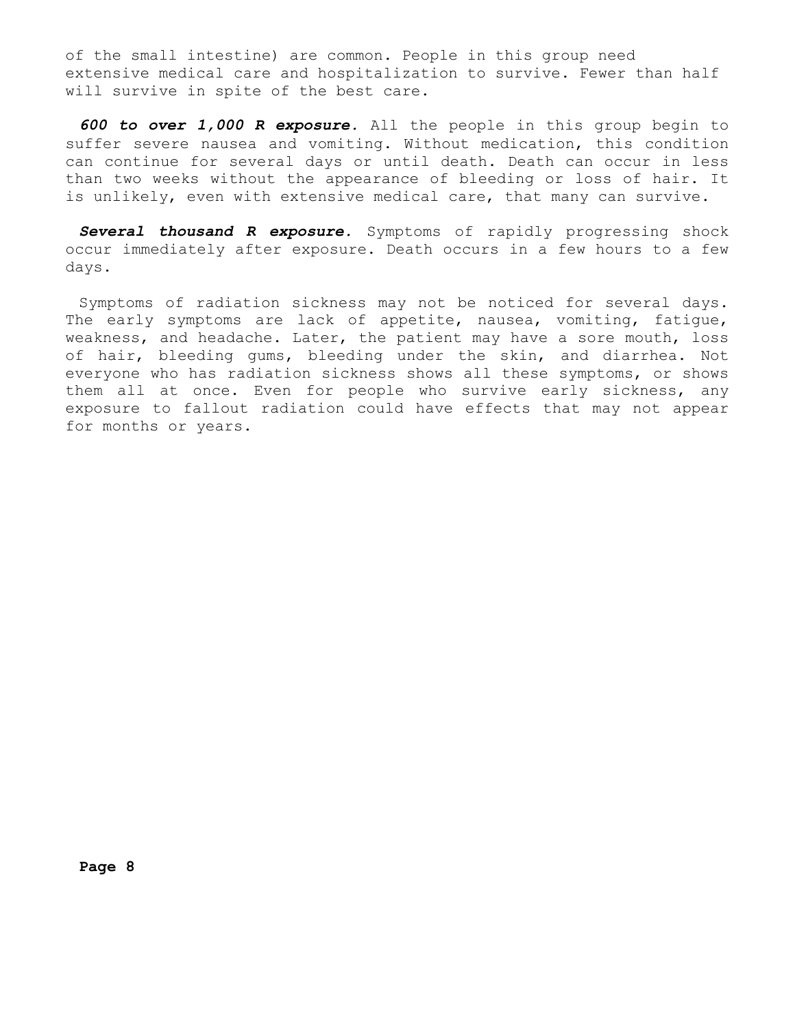of the small intestine) are common. People in this group need extensive medical care and hospitalization to survive. Fewer than half will survive in spite of the best care.

***600 to over 1,000 R exposure.*** All the people in this group begin to suffer severe nausea and vomiting. Without medication, this condition can continue for several days or until death. Death can occur in less than two weeks without the appearance of bleeding or loss of hair. It is unlikely, even with extensive medical care, that many can survive.

***Several thousand R exposure.*** Symptoms of rapidly progressing shock occur immediately after exposure. Death occurs in a few hours to a few days.

Symptoms of radiation sickness may not be noticed for several days. The early symptoms are lack of appetite, nausea, vomiting, fatigue, weakness, and headache. Later, the patient may have a sore mouth, loss of hair, bleeding gums, bleeding under the skin, and diarrhea. Not everyone who has radiation sickness shows all these symptoms, or shows them all at once. Even for people who survive early sickness, any exposure to fallout radiation could have effects that may not appear for months or years.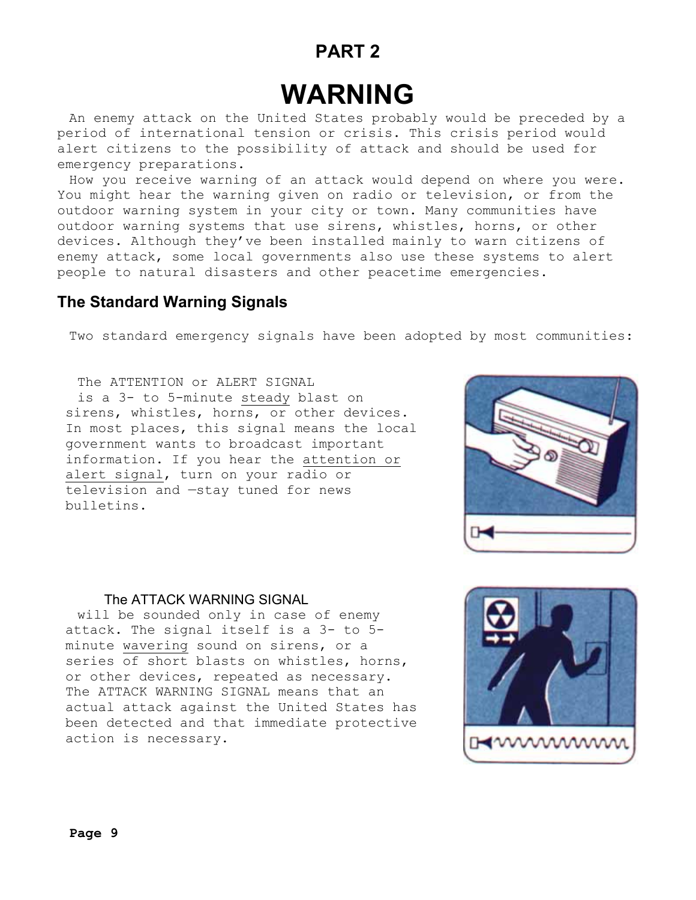# PART 2

# WARNING

An enemy attack on the United States probably would be preceded by a period of international tension or crisis. This crisis period would alert citizens to the possibility of attack and should be used for emergency preparations.

How you receive warning of an attack would depend on where you were. You might hear the warning given on radio or television, or from the outdoor warning system in your city or town. Many communities have outdoor warning systems that use sirens, whistles, horns, or other devices. Although they've been installed mainly to warn citizens of enemy attack, some local governments also use these systems to alert people to natural disasters and other peacetime emergencies.

## The Standard Warning Signals

Two standard emergency signals have been adopted by most communities:

The ATTENTION or ALERT SIGNAL is a 3- to 5-minute steady blast on sirens, whistles, horns, or other devices. In most places, this signal means the local government wants to broadcast important information. If you hear the attention or alert signal, turn on your radio or television and —stay tuned for news bulletins.

The ATTACK WARNING SIGNAL will be sounded only in case of enemy attack. The signal itself is a 3- to 5-minute wavering sound on sirens, or a series of short blasts on whistles, horns, or other devices, repeated as necessary. The ATTACK WARNING SIGNAL means that an actual attack against the United States has been detected and that immediate protective action is necessary.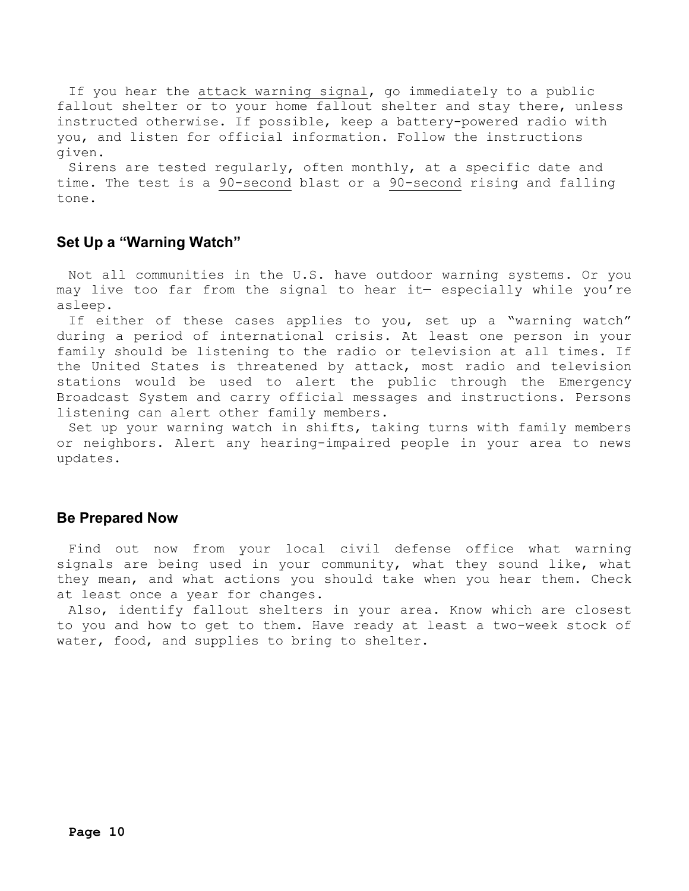If you hear the attack warning signal, go immediately to a public fallout shelter or to your home fallout shelter and stay there, unless instructed otherwise. If possible, keep a battery-powered radio with you, and listen for official information. Follow the instructions given.

Sirens are tested regularly, often monthly, at a specific date and time. The test is a 90-second blast or a 90-second rising and falling tone.

## Set Up a "Warning Watch"

Not all communities in the U.S. have outdoor warning systems. Or you may live too far from the signal to hear it— especially while you're asleep.

If either of these cases applies to you, set up a "warning watch" during a period of international crisis. At least one person in your family should be listening to the radio or television at all times. If the United States is threatened by attack, most radio and television stations would be used to alert the public through the Emergency Broadcast System and carry official messages and instructions. Persons listening can alert other family members.

Set up your warning watch in shifts, taking turns with family members or neighbors. Alert any hearing-impaired people in your area to news updates.

## Be Prepared Now

Find out now from your local civil defense office what warning signals are being used in your community, what they sound like, what they mean, and what actions you should take when you hear them. Check at least once a year for changes.

Also, identify fallout shelters in your area. Know which are closest to you and how to get to them. Have ready at least a two-week stock of water, food, and supplies to bring to shelter.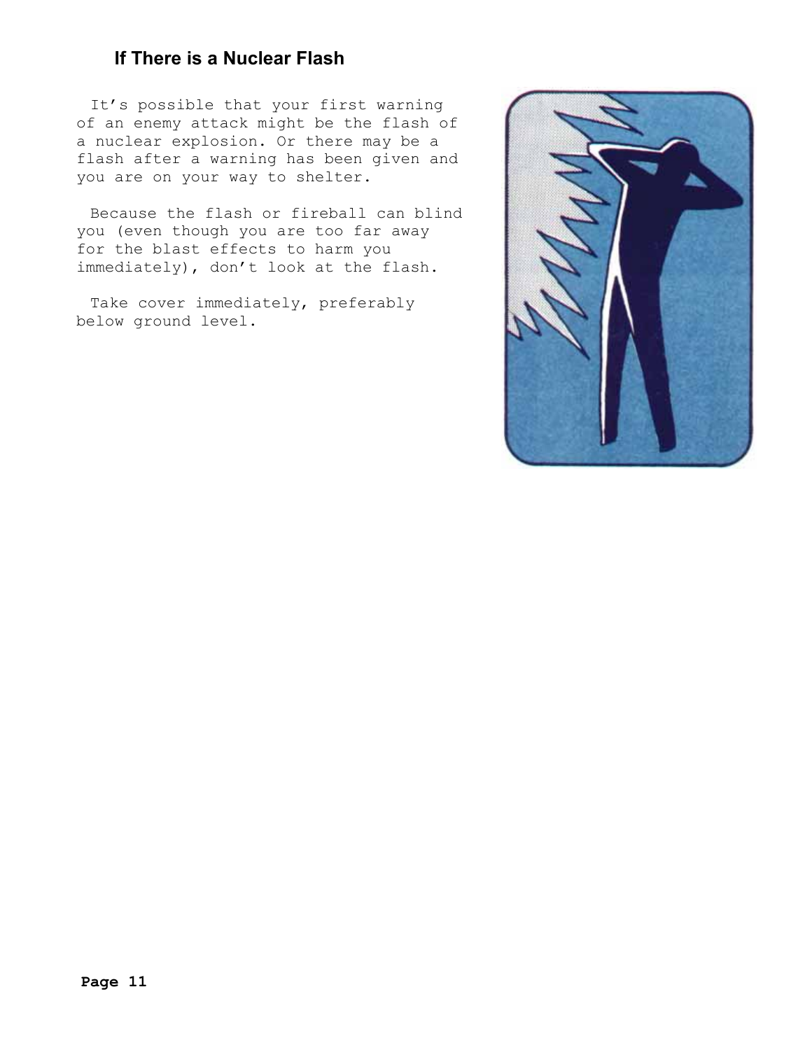## If There is a Nuclear Flash

It's possible that your first warning of an enemy attack might be the flash of a nuclear explosion. Or there may be a flash after a warning has been given and you are on your way to shelter.

Because the flash or fireball can blind you (even though you are too far away for the blast effects to harm you immediately), don't look at the flash.

Take cover immediately, preferably below ground level.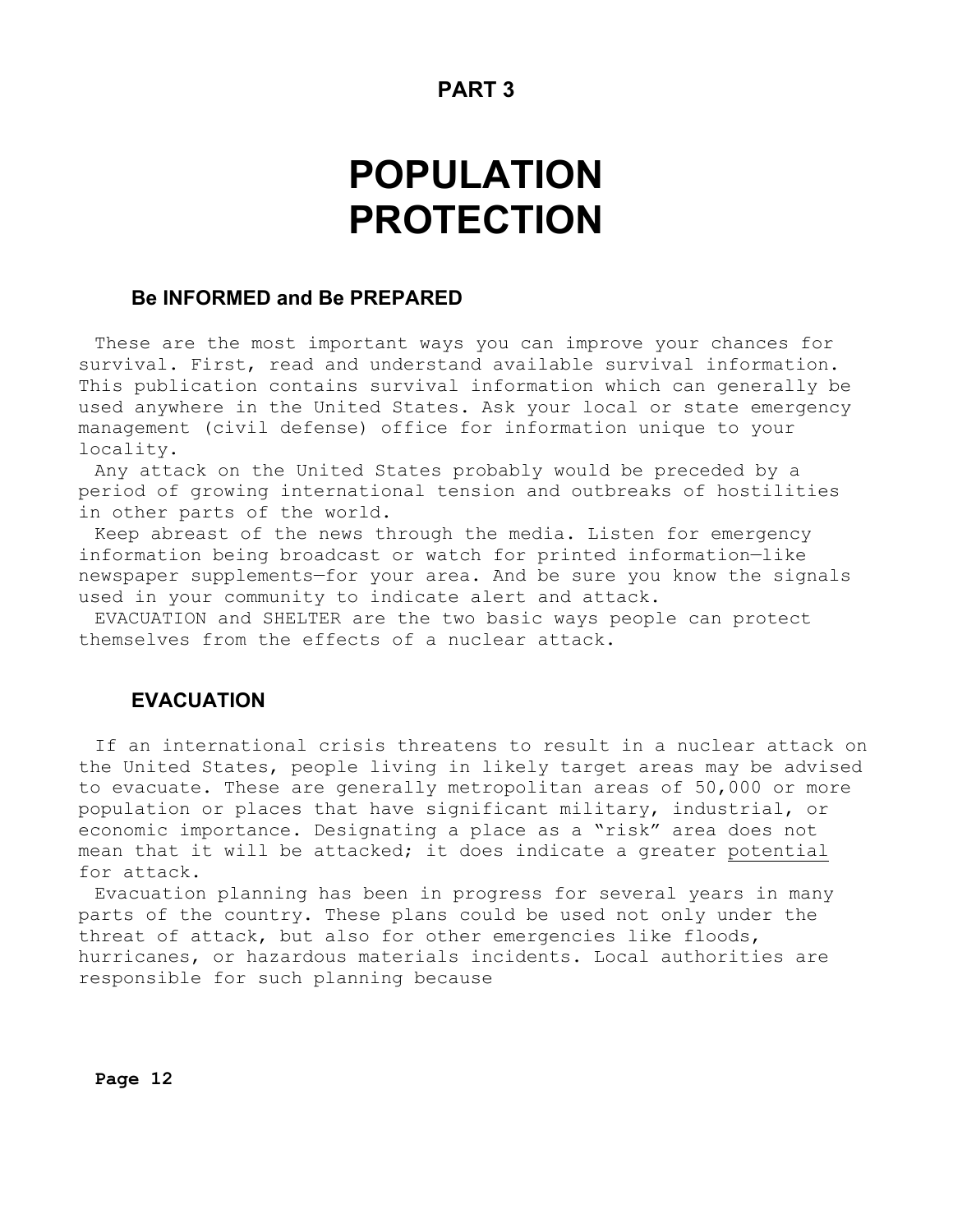PART 3

# POPULATION PROTECTION

## Be INFORMED and Be PREPARED

These are the most important ways you can improve your chances for survival. First, read and understand available survival information. This publication contains survival information which can generally be used anywhere in the United States. Ask your local or state emergency management (civil defense) office for information unique to your locality.

Any attack on the United States probably would be preceded by a period of growing international tension and outbreaks of hostilities in other parts of the world.

Keep abreast of the news through the media. Listen for emergency information being broadcast or watch for printed information—like newspaper supplements—for your area. And be sure you know the signals used in your community to indicate alert and attack.

EVACUATION and SHELTER are the two basic ways people can protect themselves from the effects of a nuclear attack.

## EVACUATION

If an international crisis threatens to result in a nuclear attack on the United States, people living in likely target areas may be advised to evacuate. These are generally metropolitan areas of 50,000 or more population or places that have significant military, industrial, or economic importance. Designating a place as a "risk" area does not mean that it will be attacked; it does indicate a greater <u>potential</u> for attack.

Evacuation planning has been in progress for several years in many parts of the country. These plans could be used not only under the threat of attack, but also for other emergencies like floods, hurricanes, or hazardous materials incidents. Local authorities are responsible for such planning because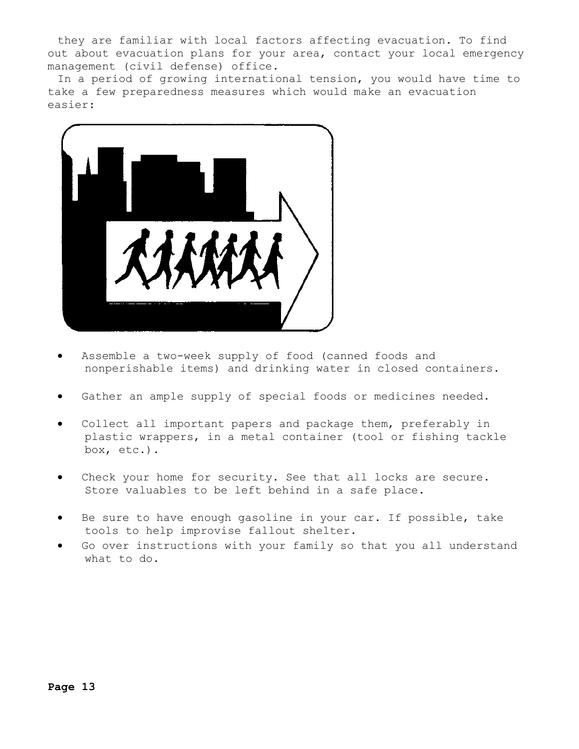they are familiar with local factors affecting evacuation. To find out about evacuation plans for your area, contact your local emergency management (civil defense) office.

In a period of growing international tension, you would have time to take a few preparedness measures which would make an evacuation easier:

- Assemble a two-week supply of food (canned foods and nonperishable items) and drinking water in closed containers.
- Gather an ample supply of special foods or medicines needed.
- Collect all important papers and package them, preferably in plastic wrappers, in a metal container (tool or fishing tackle box, etc.).
- Check your home for security. See that all locks are secure. Store valuables to be left behind in a safe place.
- Be sure to have enough gasoline in your car. If possible, take tools to help improvise fallout shelter.
- Go over instructions with your family so that you all understand what to do.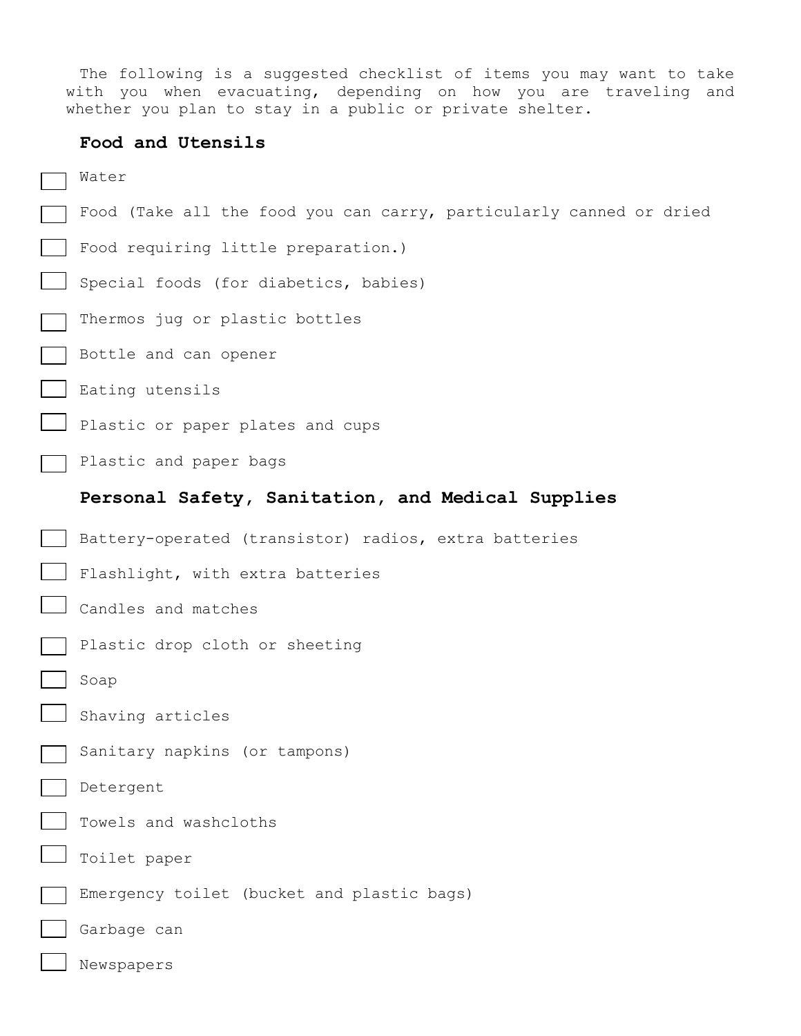The following is a suggested checklist of items you may want to take with you when evacuating, depending on how you are traveling and whether you plan to stay in a public or private shelter.

**Food and Utensils**

- [ ] Water
- [ ] Food (Take all the food you can carry, particularly canned or dried
- [ ] Food requiring little preparation.)
- [ ] Special foods (for diabetics, babies)
- [ ] Thermos jug or plastic bottles
- [ ] Bottle and can opener
- [ ] Eating utensils
- [ ] Plastic or paper plates and cups
- [ ] Plastic and paper bags

**Personal Safety, Sanitation, and Medical Supplies**

- [ ] Battery-operated (transistor) radios, extra batteries
- [ ] Flashlight, with extra batteries
- [ ] Candles and matches
- [ ] Plastic drop cloth or sheeting
- [ ] Soap
- [ ] Shaving articles
- [ ] Sanitary napkins (or tampons)
- [ ] Detergent
- [ ] Towels and washcloths
- [ ] Toilet paper
- [ ] Emergency toilet (bucket and plastic bags)
- [ ] Garbage can
- [ ] Newspapers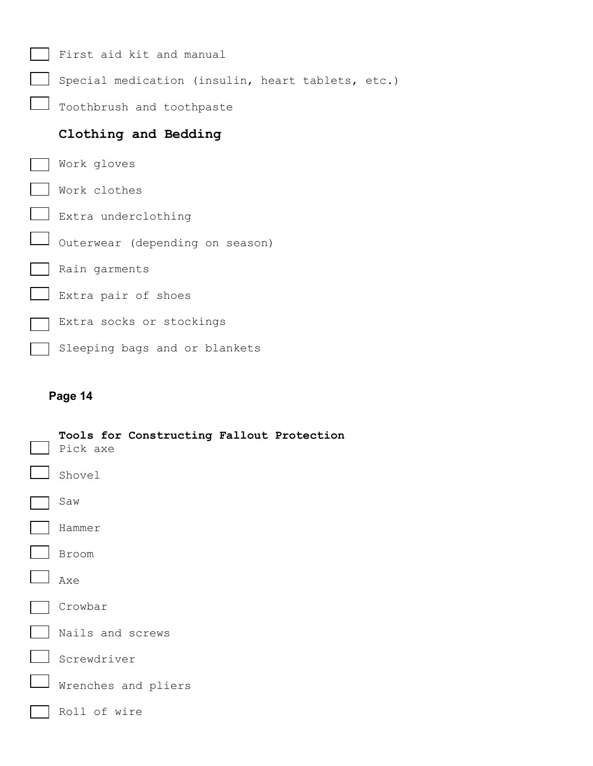- [ ] First aid kit and manual
- [ ] Special medication (insulin, heart tablets, etc.)
- [ ] Toothbrush and toothpaste

### Clothing and Bedding

- [ ] Work gloves
- [ ] Work clothes
- [ ] Extra underclothing
- [ ] Outerwear (depending on season)
- [ ] Rain garments
- [ ] Extra pair of shoes
- [ ] Extra socks or stockings
- [ ] Sleeping bags and or blankets

**Page 14**

### Tools for Constructing Fallout Protection

- [ ] Pick axe
- [ ] Shovel
- [ ] Saw
- [ ] Hammer
- [ ] Broom
- [ ] Axe
- [ ] Crowbar
- [ ] Nails and screws
- [ ] Screwdriver
- [ ] Wrenches and pliers
- [ ] Roll of wire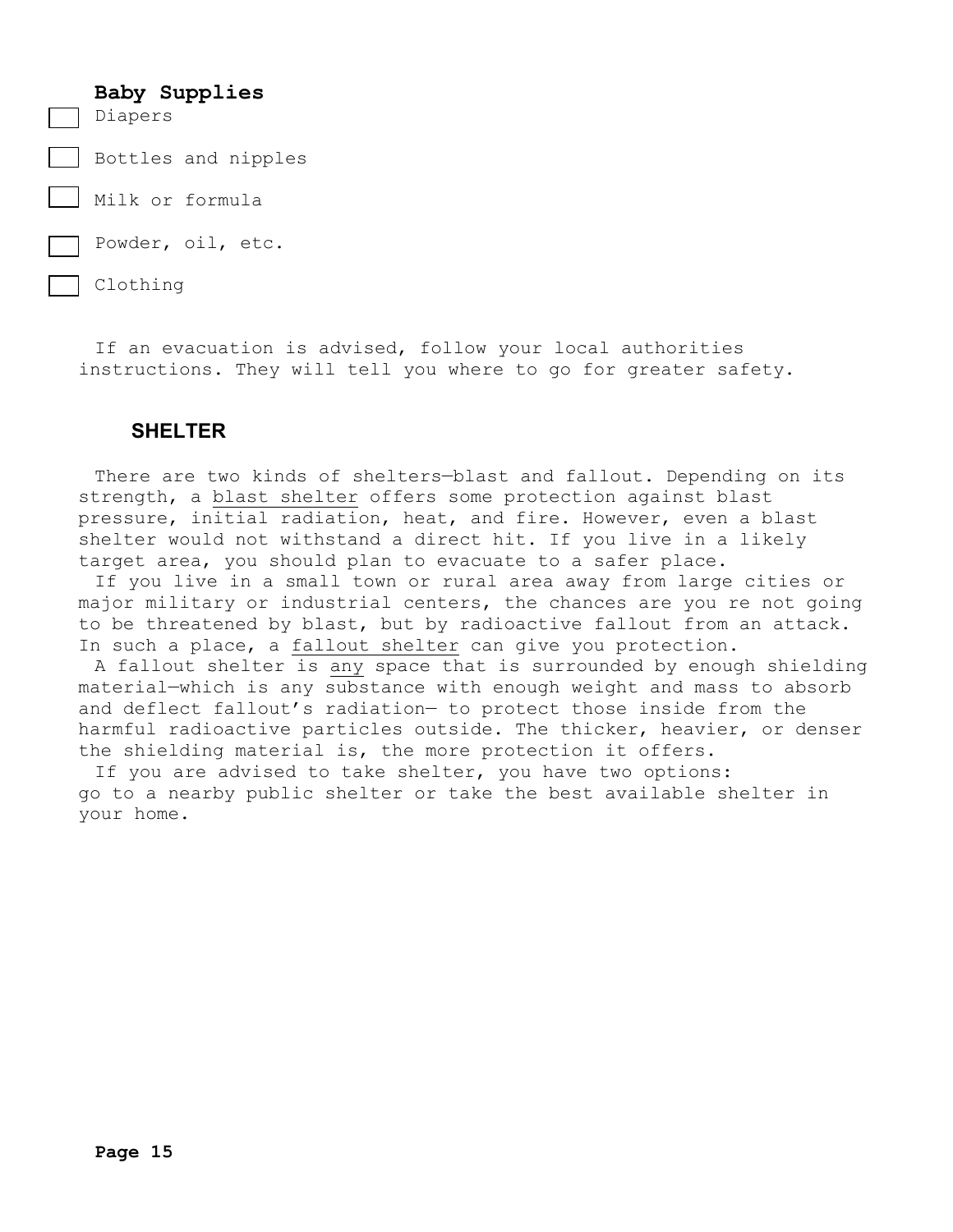### Baby Supplies

- [ ] Diapers
- [ ] Bottles and nipples
- [ ] Milk or formula
- [ ] Powder, oil, etc.
- [ ] Clothing

If an evacuation is advised, follow your local authorities instructions. They will tell you where to go for greater safety.

## SHELTER

There are two kinds of shelters—blast and fallout. Depending on its strength, a blast shelter offers some protection against blast pressure, initial radiation, heat, and fire. However, even a blast shelter would not withstand a direct hit. If you live in a likely target area, you should plan to evacuate to a safer place.

If you live in a small town or rural area away from large cities or major military or industrial centers, the chances are you re not going to be threatened by blast, but by radioactive fallout from an attack. In such a place, a fallout shelter can give you protection.

A fallout shelter is any space that is surrounded by enough shielding material—which is any substance with enough weight and mass to absorb and deflect fallout's radiation— to protect those inside from the harmful radioactive particles outside. The thicker, heavier, or denser the shielding material is, the more protection it offers.

If you are advised to take shelter, you have two options: go to a nearby public shelter or take the best available shelter in your home.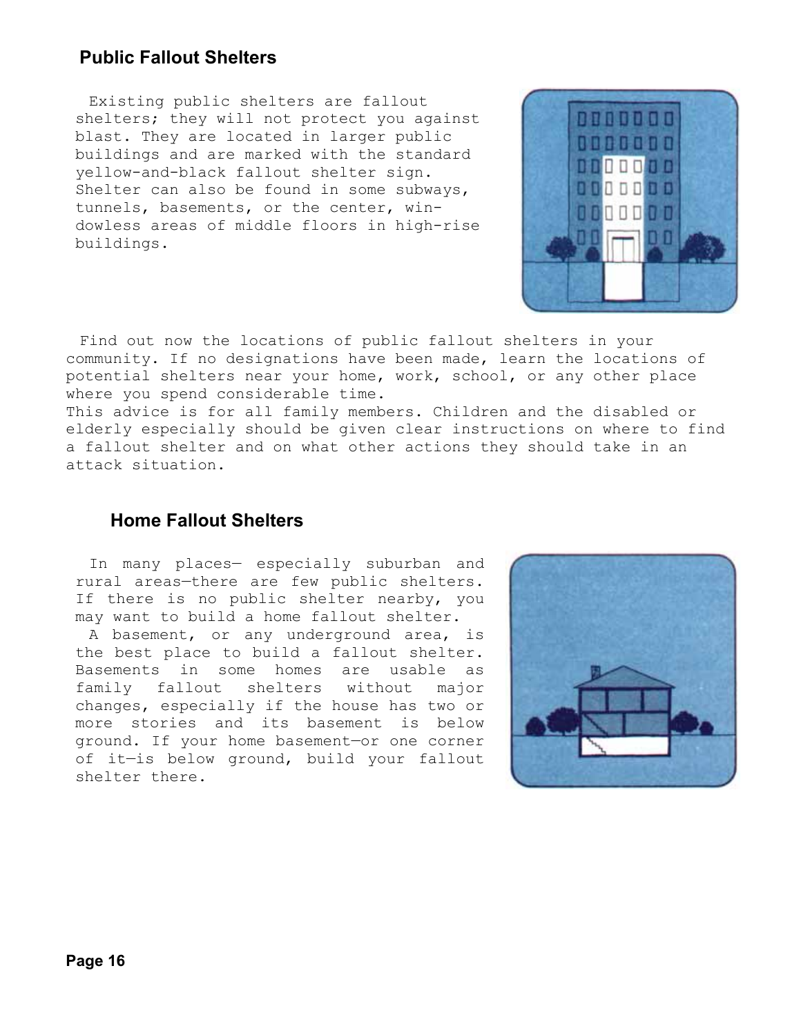## Public Fallout Shelters

Existing public shelters are fallout shelters; they will not protect you against blast. They are located in larger public buildings and are marked with the standard yellow-and-black fallout shelter sign. Shelter can also be found in some subways, tunnels, basements, or the center, windowless areas of middle floors in high-rise buildings.

Find out now the locations of public fallout shelters in your community. If no designations have been made, learn the locations of potential shelters near your home, work, school, or any other place where you spend considerable time.

This advice is for all family members. Children and the disabled or elderly especially should be given clear instructions on where to find a fallout shelter and on what other actions they should take in an attack situation.

## Home Fallout Shelters

In many places— especially suburban and rural areas—there are few public shelters. If there is no public shelter nearby, you may want to build a home fallout shelter.

A basement, or any underground area, is the best place to build a fallout shelter. Basements in some homes are usable as family fallout shelters without major changes, especially if the house has two or more stories and its basement is below ground. If your home basement—or one corner of it—is below ground, build your fallout shelter there.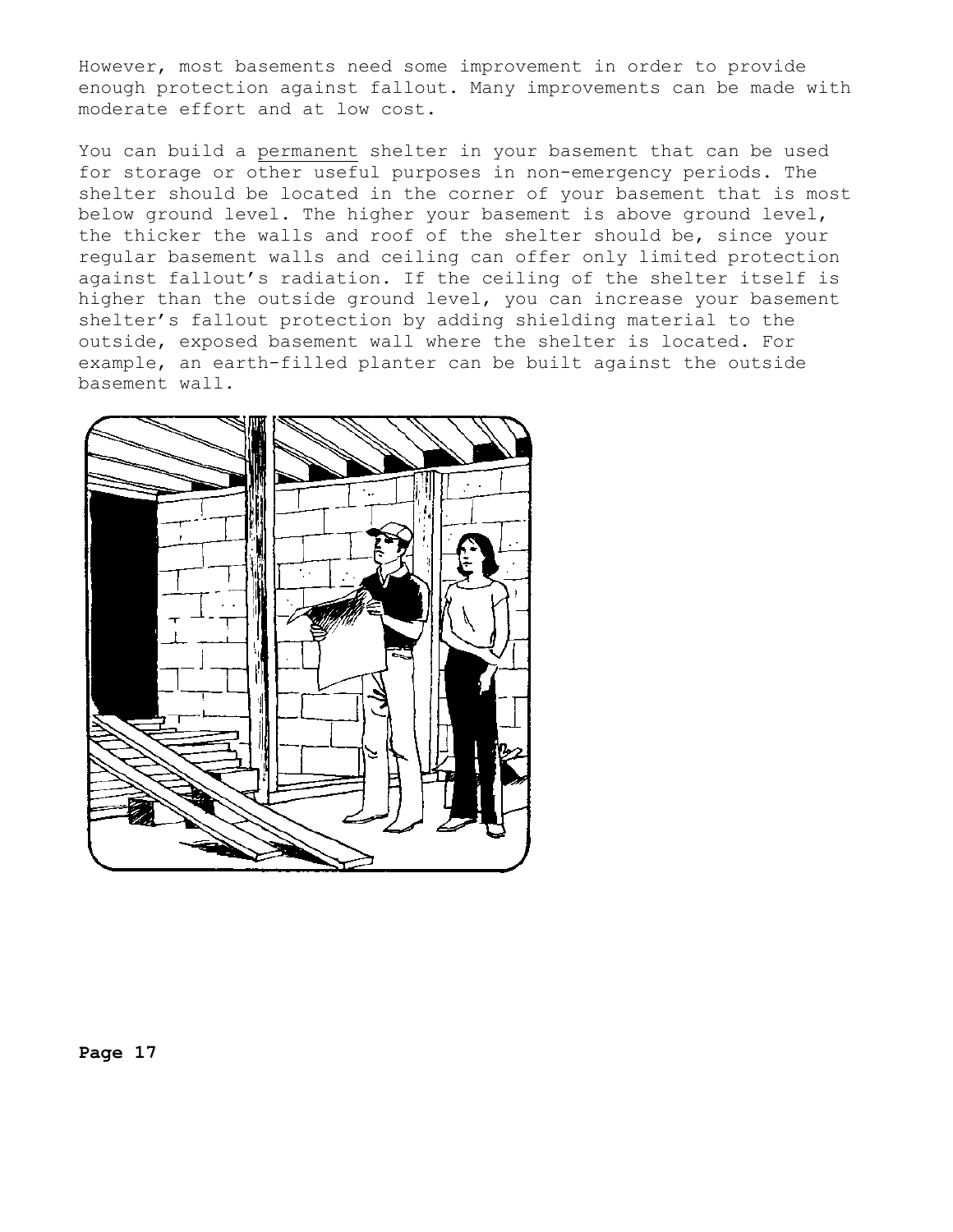However, most basements need some improvement in order to provide enough protection against fallout. Many improvements can be made with moderate effort and at low cost.

You can build a permanent shelter in your basement that can be used for storage or other useful purposes in non-emergency periods. The shelter should be located in the corner of your basement that is most below ground level. The higher your basement is above ground level, the thicker the walls and roof of the shelter should be, since your regular basement walls and ceiling can offer only limited protection against fallout's radiation. If the ceiling of the shelter itself is higher than the outside ground level, you can increase your basement shelter's fallout protection by adding shielding material to the outside, exposed basement wall where the shelter is located. For example, an earth-filled planter can be built against the outside basement wall.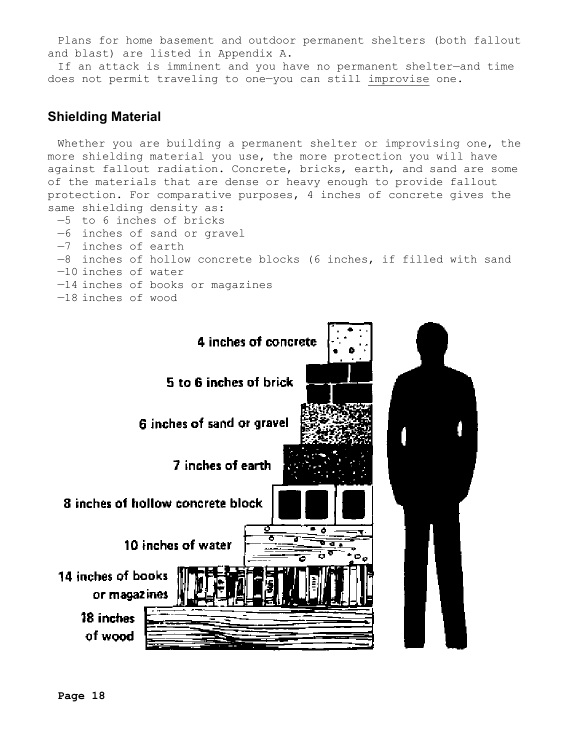Plans for home basement and outdoor permanent shelters (both fallout and blast) are listed in Appendix A.

If an attack is imminent and you have no permanent shelter—and time does not permit traveling to one—you can still improvise one.

## Shielding Material

Whether you are building a permanent shelter or improvising one, the more shielding material you use, the more protection you will have against fallout radiation. Concrete, bricks, earth, and sand are some of the materials that are dense or heavy enough to provide fallout protection. For comparative purposes, 4 inches of concrete gives the same shielding density as:

- —5 to 6 inches of bricks
- —6 inches of sand or gravel
- —7 inches of earth
- —8 inches of hollow concrete blocks (6 inches, if filled with sand
- —10 inches of water
- —14 inches of books or magazines
- —18 inches of wood

4 inches of concrete

5 to 6 inches of brick

6 inches of sand or gravel

7 inches of earth

8 inches of hollow concrete block

10 inches of water

14 inches of books or magazines

18 inches of wood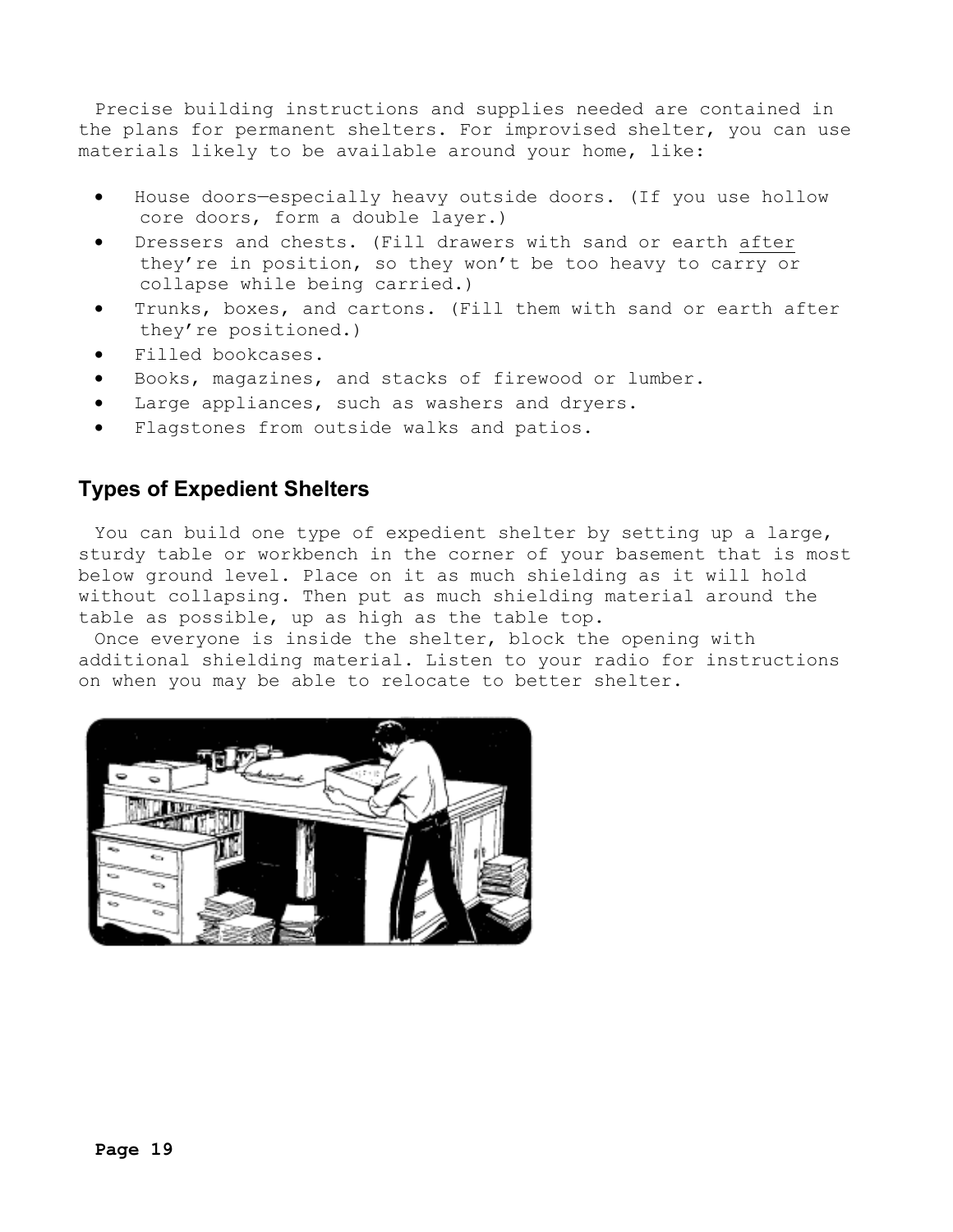Precise building instructions and supplies needed are contained in the plans for permanent shelters. For improvised shelter, you can use materials likely to be available around your home, like:

- House doors—especially heavy outside doors. (If you use hollow core doors, form a double layer.)
- Dressers and chests. (Fill drawers with sand or earth <u>after</u> they're in position, so they won't be too heavy to carry or collapse while being carried.)
- Trunks, boxes, and cartons. (Fill them with sand or earth after they're positioned.)
- Filled bookcases.
- Books, magazines, and stacks of firewood or lumber.
- Large appliances, such as washers and dryers.
- Flagstones from outside walks and patios.

## Types of Expedient Shelters

You can build one type of expedient shelter by setting up a large, sturdy table or workbench in the corner of your basement that is most below ground level. Place on it as much shielding as it will hold without collapsing. Then put as much shielding material around the table as possible, up as high as the table top.

Once everyone is inside the shelter, block the opening with additional shielding material. Listen to your radio for instructions on when you may be able to relocate to better shelter.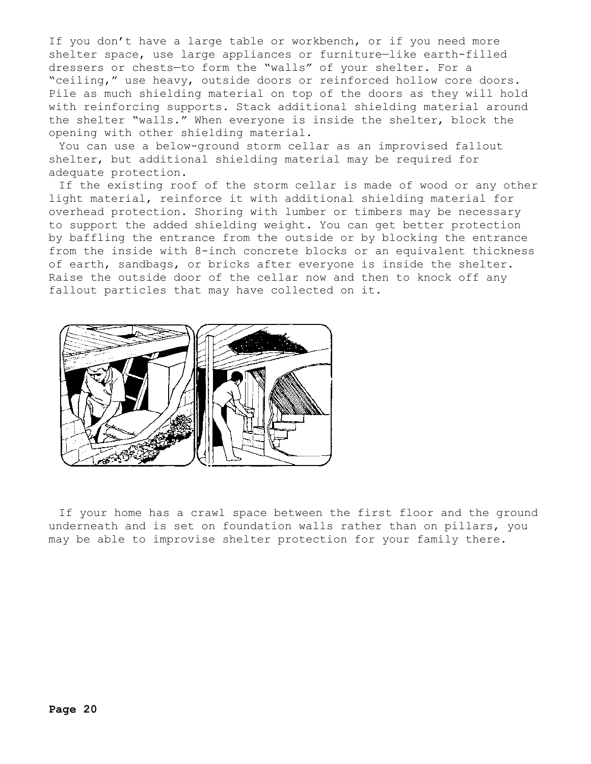If you don’t have a large table or workbench, or if you need more shelter space, use large appliances or furniture—like earth-filled dressers or chests—to form the “walls” of your shelter. For a “ceiling,” use heavy, outside doors or reinforced hollow core doors. Pile as much shielding material on top of the doors as they will hold with reinforcing supports. Stack additional shielding material around the shelter “walls.” When everyone is inside the shelter, block the opening with other shielding material.

You can use a below-ground storm cellar as an improvised fallout shelter, but additional shielding material may be required for adequate protection.

If the existing roof of the storm cellar is made of wood or any other light material, reinforce it with additional shielding material for overhead protection. Shoring with lumber or timbers may be necessary to support the added shielding weight. You can get better protection by baffling the entrance from the outside or by blocking the entrance from the inside with 8-inch concrete blocks or an equivalent thickness of earth, sandbags, or bricks after everyone is inside the shelter. Raise the outside door of the cellar now and then to knock off any fallout particles that may have collected on it.

If your home has a crawl space between the first floor and the ground underneath and is set on foundation walls rather than on pillars, you may be able to improvise shelter protection for your family there.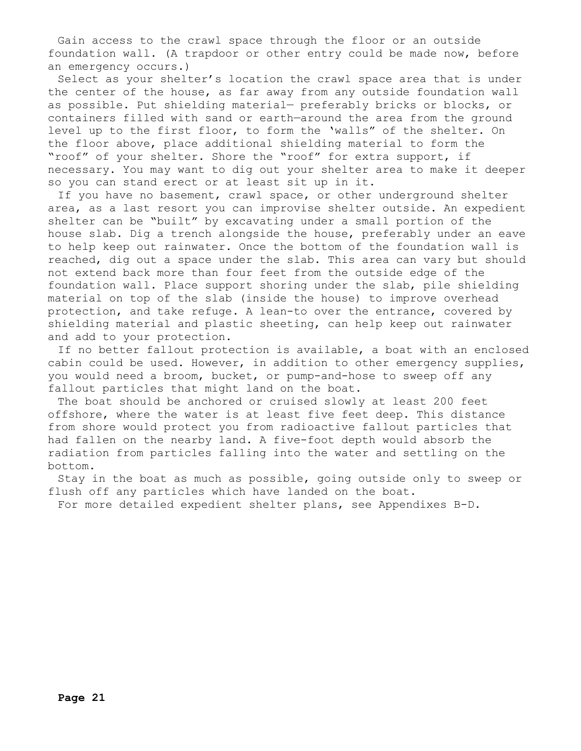Gain access to the crawl space through the floor or an outside foundation wall. (A trapdoor or other entry could be made now, before an emergency occurs.)

Select as your shelter's location the crawl space area that is under the center of the house, as far away from any outside foundation wall as possible. Put shielding material— preferably bricks or blocks, or containers filled with sand or earth—around the area from the ground level up to the first floor, to form the 'walls" of the shelter. On the floor above, place additional shielding material to form the "roof" of your shelter. Shore the "roof" for extra support, if necessary. You may want to dig out your shelter area to make it deeper so you can stand erect or at least sit up in it.

If you have no basement, crawl space, or other underground shelter area, as a last resort you can improvise shelter outside. An expedient shelter can be "built" by excavating under a small portion of the house slab. Dig a trench alongside the house, preferably under an eave to help keep out rainwater. Once the bottom of the foundation wall is reached, dig out a space under the slab. This area can vary but should not extend back more than four feet from the outside edge of the foundation wall. Place support shoring under the slab, pile shielding material on top of the slab (inside the house) to improve overhead protection, and take refuge. A lean-to over the entrance, covered by shielding material and plastic sheeting, can help keep out rainwater and add to your protection.

If no better fallout protection is available, a boat with an enclosed cabin could be used. However, in addition to other emergency supplies, you would need a broom, bucket, or pump-and-hose to sweep off any fallout particles that might land on the boat.

The boat should be anchored or cruised slowly at least 200 feet offshore, where the water is at least five feet deep. This distance from shore would protect you from radioactive fallout particles that had fallen on the nearby land. A five-foot depth would absorb the radiation from particles falling into the water and settling on the bottom.

Stay in the boat as much as possible, going outside only to sweep or flush off any particles which have landed on the boat.

For more detailed expedient shelter plans, see Appendixes B-D.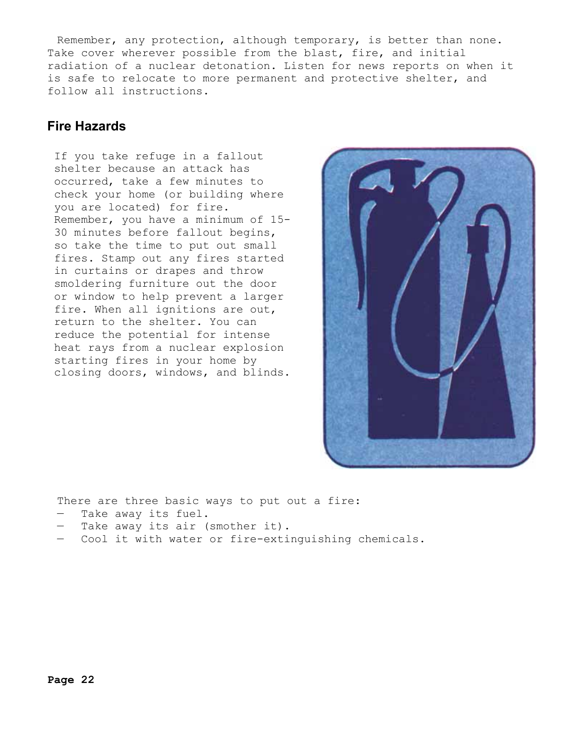Remember, any protection, although temporary, is better than none. Take cover wherever possible from the blast, fire, and initial radiation of a nuclear detonation. Listen for news reports on when it is safe to relocate to more permanent and protective shelter, and follow all instructions.

## Fire Hazards

If you take refuge in a fallout shelter because an attack has occurred, take a few minutes to check your home (or building where you are located) for fire. Remember, you have a minimum of 15-30 minutes before fallout begins, so take the time to put out small fires. Stamp out any fires started in curtains or drapes and throw smoldering furniture out the door or window to help prevent a larger fire. When all ignitions are out, return to the shelter. You can reduce the potential for intense heat rays from a nuclear explosion starting fires in your home by closing doors, windows, and blinds.

There are three basic ways to put out a fire:

- Take away its fuel.
- Take away its air (smother it).
- Cool it with water or fire-extinguishing chemicals.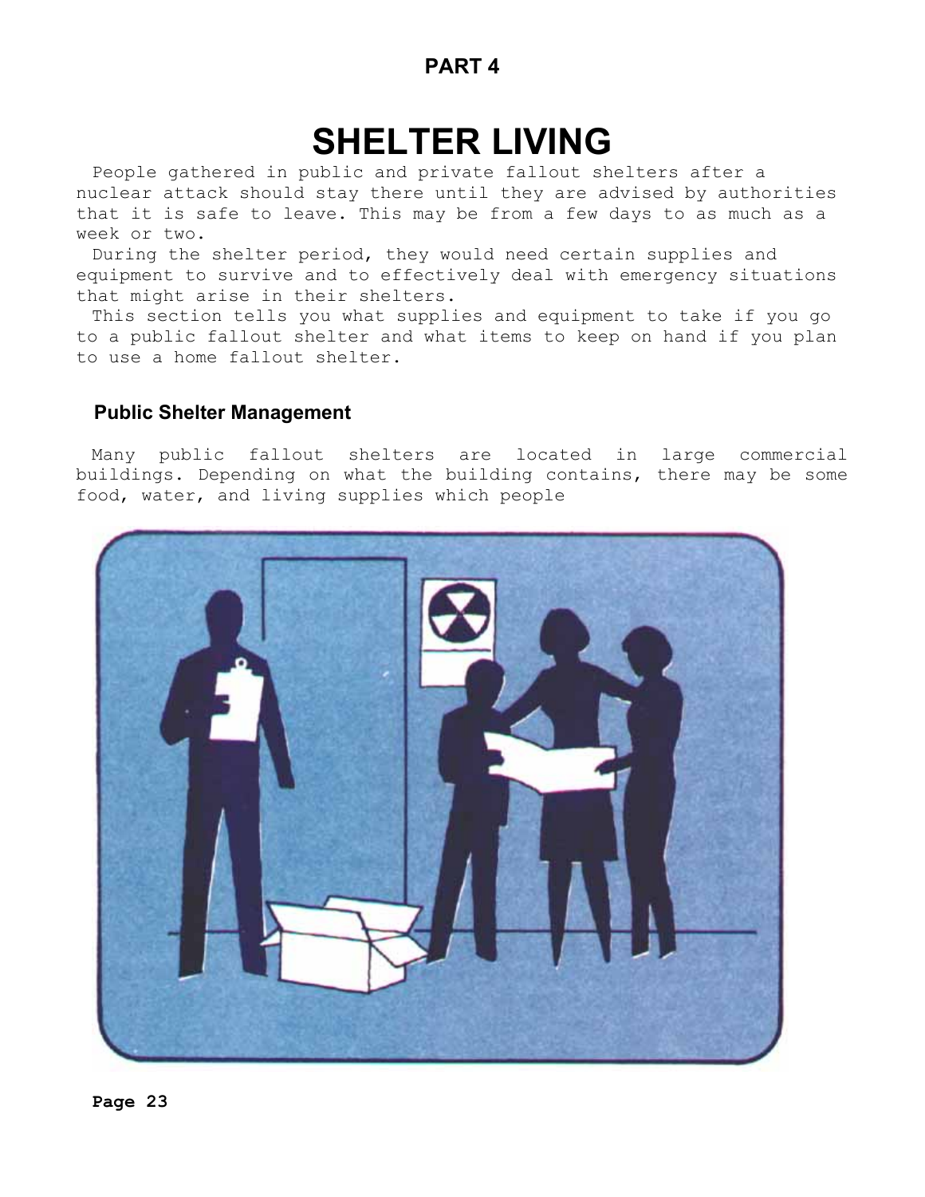## PART 4

# SHELTER LIVING

People gathered in public and private fallout shelters after a nuclear attack should stay there until they are advised by authorities that it is safe to leave. This may be from a few days to as much as a week or two.

During the shelter period, they would need certain supplies and equipment to survive and to effectively deal with emergency situations that might arise in their shelters.

This section tells you what supplies and equipment to take if you go to a public fallout shelter and what items to keep on hand if you plan to use a home fallout shelter.

### Public Shelter Management

Many public fallout shelters are located in large commercial buildings. Depending on what the building contains, there may be some food, water, and living supplies which people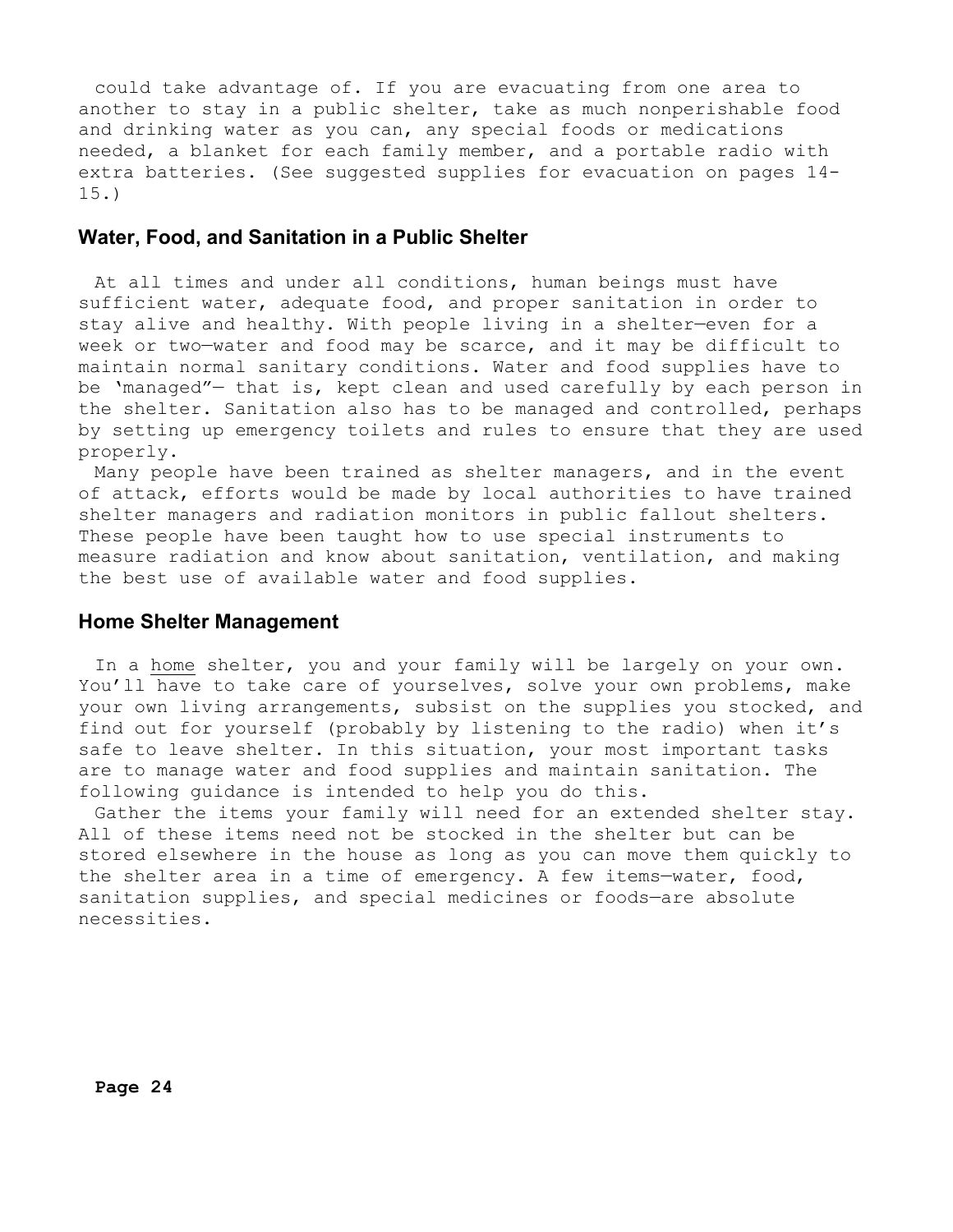could take advantage of. If you are evacuating from one area to another to stay in a public shelter, take as much nonperishable food and drinking water as you can, any special foods or medications needed, a blanket for each family member, and a portable radio with extra batteries. (See suggested supplies for evacuation on pages 14-15.)

## Water, Food, and Sanitation in a Public Shelter

At all times and under all conditions, human beings must have sufficient water, adequate food, and proper sanitation in order to stay alive and healthy. With people living in a shelter—even for a week or two—water and food may be scarce, and it may be difficult to maintain normal sanitary conditions. Water and food supplies have to be 'managed"— that is, kept clean and used carefully by each person in the shelter. Sanitation also has to be managed and controlled, perhaps by setting up emergency toilets and rules to ensure that they are used properly.

Many people have been trained as shelter managers, and in the event of attack, efforts would be made by local authorities to have trained shelter managers and radiation monitors in public fallout shelters. These people have been taught how to use special instruments to measure radiation and know about sanitation, ventilation, and making the best use of available water and food supplies.

## Home Shelter Management

In a <u>home</u> shelter, you and your family will be largely on your own. You'll have to take care of yourselves, solve your own problems, make your own living arrangements, subsist on the supplies you stocked, and find out for yourself (probably by listening to the radio) when it's safe to leave shelter. In this situation, your most important tasks are to manage water and food supplies and maintain sanitation. The following guidance is intended to help you do this.

Gather the items your family will need for an extended shelter stay. All of these items need not be stocked in the shelter but can be stored elsewhere in the house as long as you can move them quickly to the shelter area in a time of emergency. A few items—water, food, sanitation supplies, and special medicines or foods—are absolute necessities.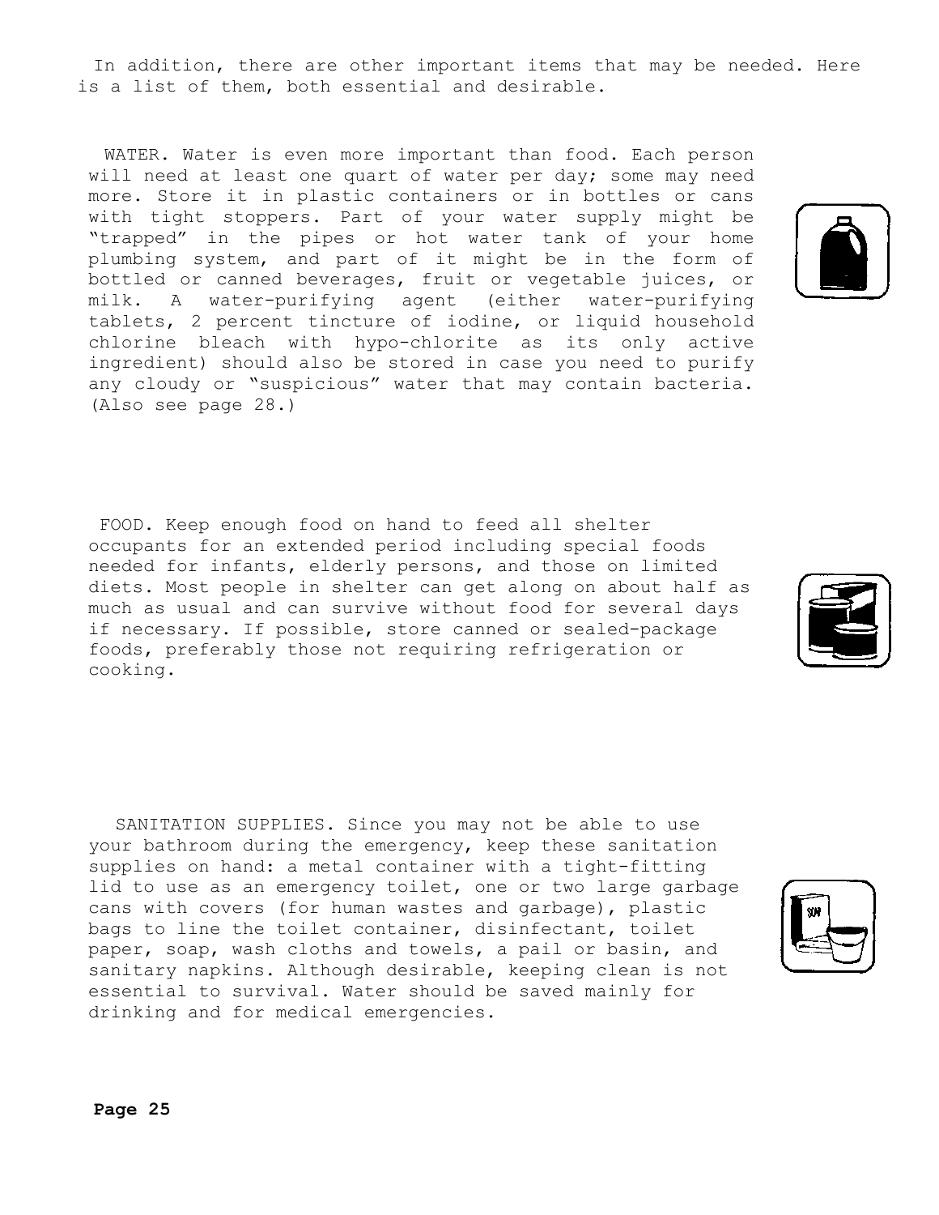In addition, there are other important items that may be needed. Here is a list of them, both essential and desirable.

WATER. Water is even more important than food. Each person will need at least one quart of water per day; some may need more. Store it in plastic containers or in bottles or cans with tight stoppers. Part of your water supply might be "trapped" in the pipes or hot water tank of your home plumbing system, and part of it might be in the form of bottled or canned beverages, fruit or vegetable juices, or milk. A water-purifying agent (either water-purifying tablets, 2 percent tincture of iodine, or liquid household chlorine bleach with hypo-chlorite as its only active ingredient) should also be stored in case you need to purify any cloudy or "suspicious" water that may contain bacteria. (Also see page 28.)

FOOD. Keep enough food on hand to feed all shelter occupants for an extended period including special foods needed for infants, elderly persons, and those on limited diets. Most people in shelter can get along on about half as much as usual and can survive without food for several days if necessary. If possible, store canned or sealed-package foods, preferably those not requiring refrigeration or cooking.

SANITATION SUPPLIES. Since you may not be able to use your bathroom during the emergency, keep these sanitation supplies on hand: a metal container with a tight-fitting lid to use as an emergency toilet, one or two large garbage cans with covers (for human wastes and garbage), plastic bags to line the toilet container, disinfectant, toilet paper, soap, wash cloths and towels, a pail or basin, and sanitary napkins. Although desirable, keeping clean is not essential to survival. Water should be saved mainly for drinking and for medical emergencies.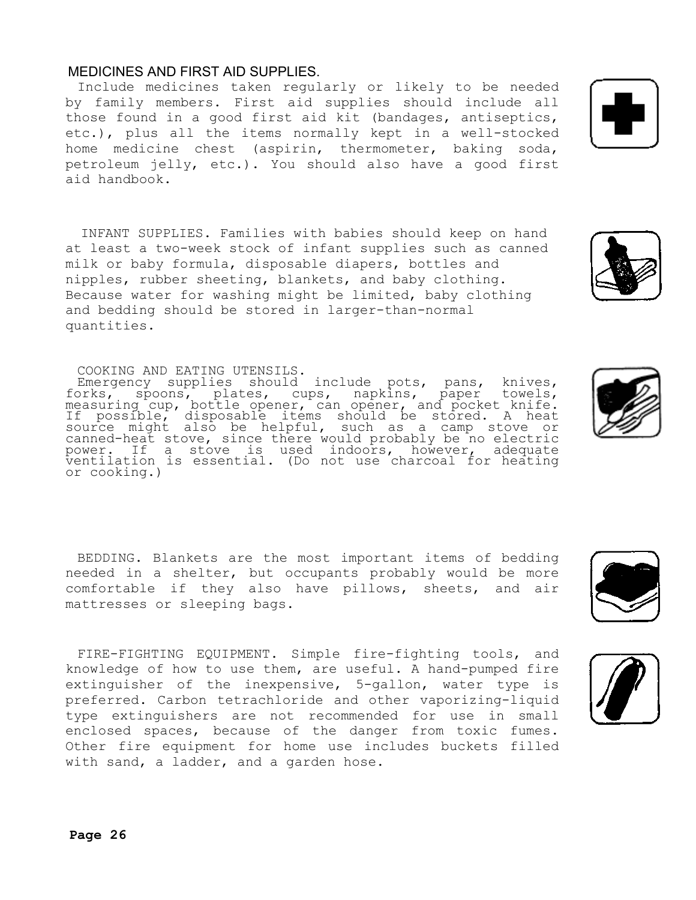MEDICINES AND FIRST AID SUPPLIES.
Include medicines taken regularly or likely to be needed by family members. First aid supplies should include all those found in a good first aid kit (bandages, antiseptics, etc.), plus all the items normally kept in a well-stocked home medicine chest (aspirin, thermometer, baking soda, petroleum jelly, etc.). You should also have a good first aid handbook.

INFANT SUPPLIES. Families with babies should keep on hand at least a two-week stock of infant supplies such as canned milk or baby formula, disposable diapers, bottles and nipples, rubber sheeting, blankets, and baby clothing. Because water for washing might be limited, baby clothing and bedding should be stored in larger-than-normal quantities.

COOKING AND EATING UTENSILS.
Emergency supplies should include pots, pans, knives, forks, spoons, plates, cups, napkins, paper towels, measuring cup, bottle opener, can opener, and pocket knife. If possible, disposable items should be stored. A heat source might also be helpful, such as a camp stove or canned-heat stove, since there would probably be no electric power. If a stove is used indoors, however, adequate ventilation is essential. (Do not use charcoal for heating or cooking.)

BEDDING. Blankets are the most important items of bedding needed in a shelter, but occupants probably would be more comfortable if they also have pillows, sheets, and air mattresses or sleeping bags.

FIRE-FIGHTING EQUIPMENT. Simple fire-fighting tools, and knowledge of how to use them, are useful. A hand-pumped fire extinguisher of the inexpensive, 5-gallon, water type is preferred. Carbon tetrachloride and other vaporizing-liquid type extinguishers are not recommended for use in small enclosed spaces, because of the danger from toxic fumes. Other fire equipment for home use includes buckets filled with sand, a ladder, and a garden hose.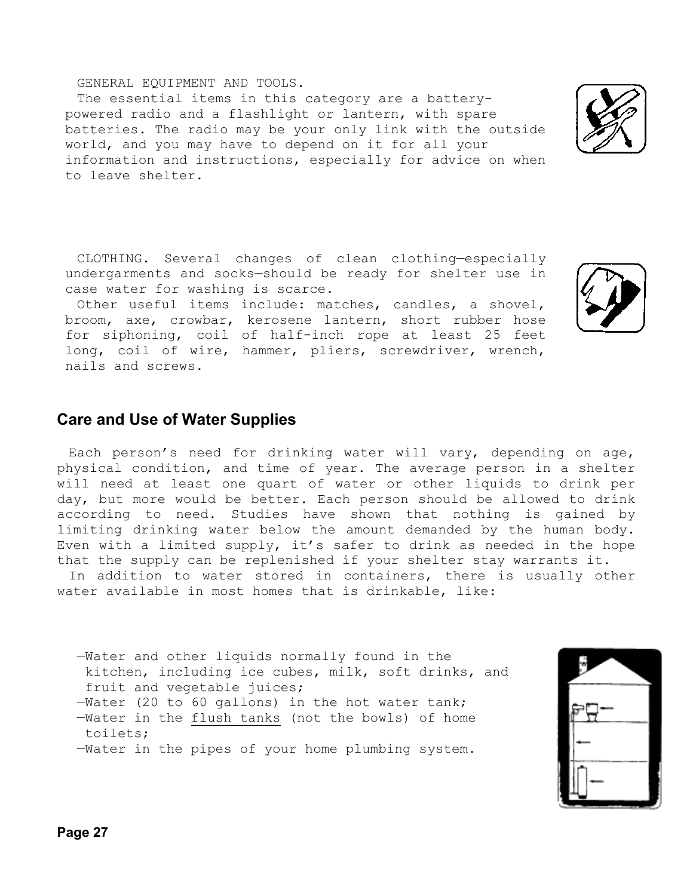GENERAL EQUIPMENT AND TOOLS.

The essential items in this category are a battery-powered radio and a flashlight or lantern, with spare batteries. The radio may be your only link with the outside world, and you may have to depend on it for all your information and instructions, especially for advice on when to leave shelter.

CLOTHING. Several changes of clean clothing—especially undergarments and socks—should be ready for shelter use in case water for washing is scarce.

Other useful items include: matches, candles, a shovel, broom, axe, crowbar, kerosene lantern, short rubber hose for siphoning, coil of half-inch rope at least 25 feet long, coil of wire, hammer, pliers, screwdriver, wrench, nails and screws.

## Care and Use of Water Supplies

Each person's need for drinking water will vary, depending on age, physical condition, and time of year. The average person in a shelter will need at least one quart of water or other liquids to drink per day, but more would be better. Each person should be allowed to drink according to need. Studies have shown that nothing is gained by limiting drinking water below the amount demanded by the human body. Even with a limited supply, it's safer to drink as needed in the hope that the supply can be replenished if your shelter stay warrants it.

In addition to water stored in containers, there is usually other water available in most homes that is drinkable, like:

—Water and other liquids normally found in the kitchen, including ice cubes, milk, soft drinks, and fruit and vegetable juices;
—Water (20 to 60 gallons) in the hot water tank;
—Water in the flush tanks (not the bowls) of home toilets;
—Water in the pipes of your home plumbing system.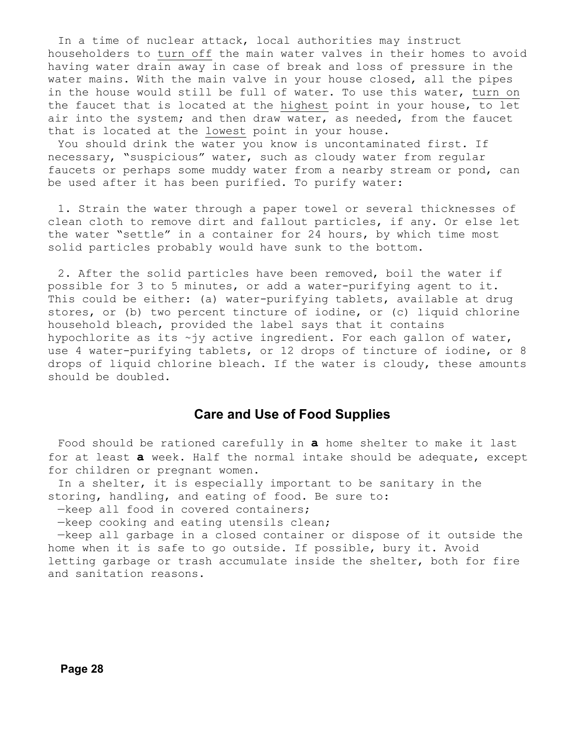In a time of nuclear attack, local authorities may instruct householders to turn off the main water valves in their homes to avoid having water drain away in case of break and loss of pressure in the water mains. With the main valve in your house closed, all the pipes in the house would still be full of water. To use this water, turn on the faucet that is located at the highest point in your house, to let air into the system; and then draw water, as needed, from the faucet that is located at the lowest point in your house.

You should drink the water you know is uncontaminated first. If necessary, "suspicious" water, such as cloudy water from regular faucets or perhaps some muddy water from a nearby stream or pond, can be used after it has been purified. To purify water:

1. Strain the water through a paper towel or several thicknesses of clean cloth to remove dirt and fallout particles, if any. Or else let the water "settle" in a container for 24 hours, by which time most solid particles probably would have sunk to the bottom.

2. After the solid particles have been removed, boil the water if possible for 3 to 5 minutes, or add a water-purifying agent to it. This could be either: (a) water-purifying tablets, available at drug stores, or (b) two percent tincture of iodine, or (c) liquid chlorine household bleach, provided the label says that it contains hypochlorite as its ~jy active ingredient. For each gallon of water, use 4 water-purifying tablets, or 12 drops of tincture of iodine, or 8 drops of liquid chlorine bleach. If the water is cloudy, these amounts should be doubled.

## Care and Use of Food Supplies

Food should be rationed carefully in **a** home shelter to make it last for at least **a** week. Half the normal intake should be adequate, except for children or pregnant women.

In a shelter, it is especially important to be sanitary in the storing, handling, and eating of food. Be sure to:

—keep all food in covered containers;

—keep cooking and eating utensils clean;

—keep all garbage in a closed container or dispose of it outside the home when it is safe to go outside. If possible, bury it. Avoid letting garbage or trash accumulate inside the shelter, both for fire and sanitation reasons.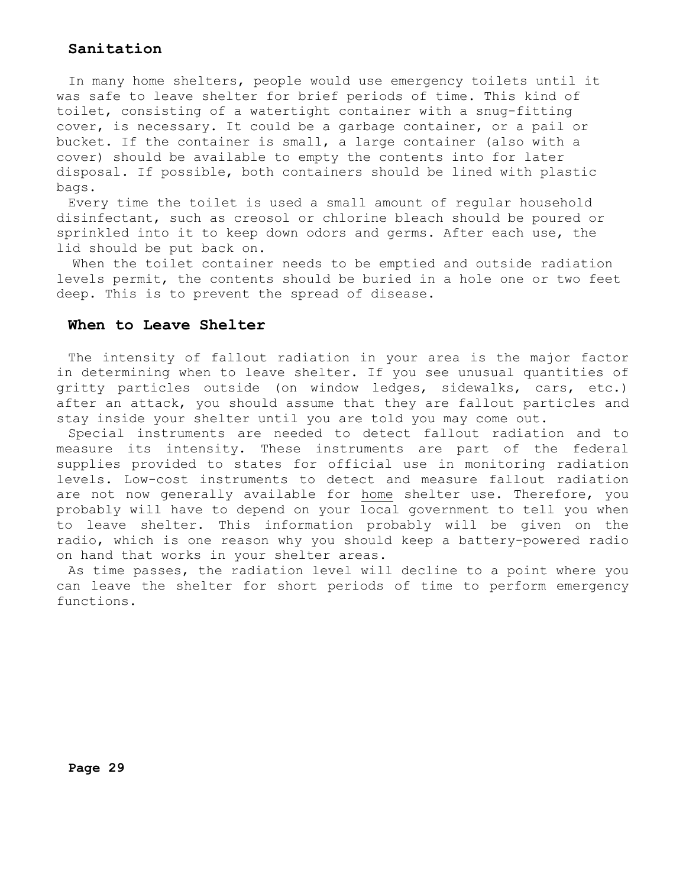## Sanitation

In many home shelters, people would use emergency toilets until it was safe to leave shelter for brief periods of time. This kind of toilet, consisting of a watertight container with a snug-fitting cover, is necessary. It could be a garbage container, or a pail or bucket. If the container is small, a large container (also with a cover) should be available to empty the contents into for later disposal. If possible, both containers should be lined with plastic bags.

Every time the toilet is used a small amount of regular household disinfectant, such as creosol or chlorine bleach should be poured or sprinkled into it to keep down odors and germs. After each use, the lid should be put back on.

When the toilet container needs to be emptied and outside radiation levels permit, the contents should be buried in a hole one or two feet deep. This is to prevent the spread of disease.

## When to Leave Shelter

The intensity of fallout radiation in your area is the major factor in determining when to leave shelter. If you see unusual quantities of gritty particles outside (on window ledges, sidewalks, cars, etc.) after an attack, you should assume that they are fallout particles and stay inside your shelter until you are told you may come out.

Special instruments are needed to detect fallout radiation and to measure its intensity. These instruments are part of the federal supplies provided to states for official use in monitoring radiation levels. Low-cost instruments to detect and measure fallout radiation are not now generally available for home shelter use. Therefore, you probably will have to depend on your local government to tell you when to leave shelter. This information probably will be given on the radio, which is one reason why you should keep a battery-powered radio on hand that works in your shelter areas.

As time passes, the radiation level will decline to a point where you can leave the shelter for short periods of time to perform emergency functions.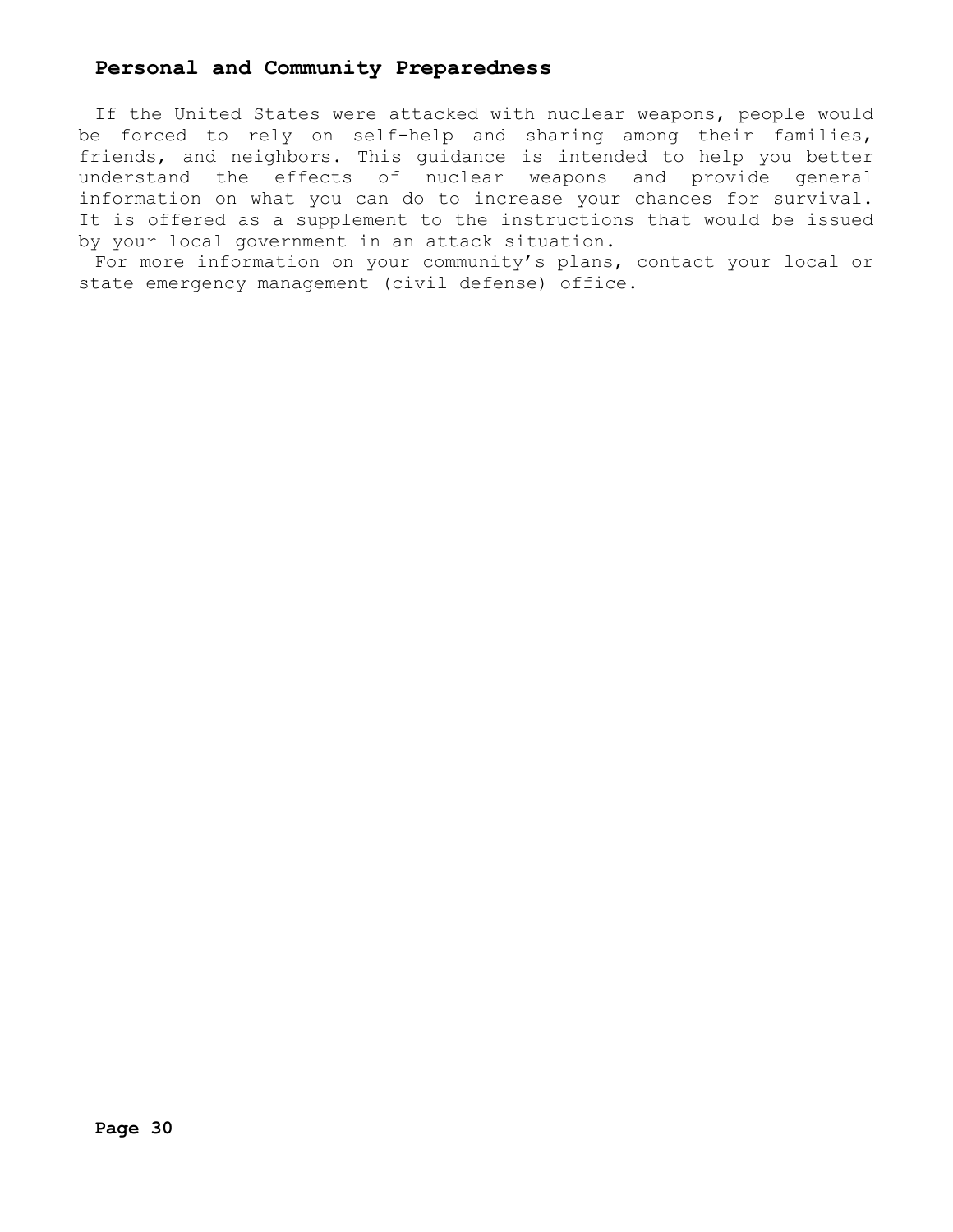## Personal and Community Preparedness

If the United States were attacked with nuclear weapons, people would be forced to rely on self-help and sharing among their families, friends, and neighbors. This guidance is intended to help you better understand the effects of nuclear weapons and provide general information on what you can do to increase your chances for survival. It is offered as a supplement to the instructions that would be issued by your local government in an attack situation.

For more information on your community's plans, contact your local or state emergency management (civil defense) office.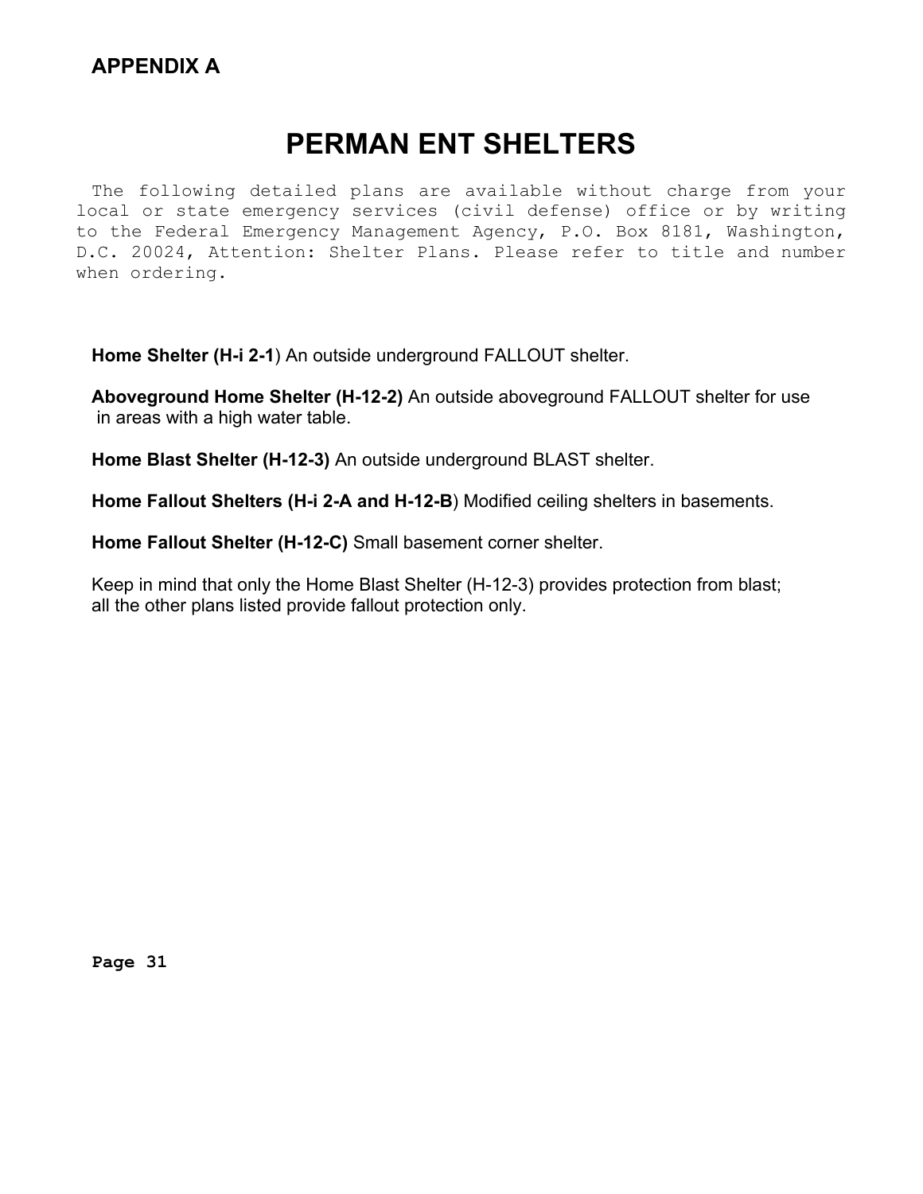**APPENDIX A**

# PERMAN ENT SHELTERS

The following detailed plans are available without charge from your local or state emergency services (civil defense) office or by writing to the Federal Emergency Management Agency, P.O. Box 8181, Washington, D.C. 20024, Attention: Shelter Plans. Please refer to title and number when ordering.

**Home Shelter (H-i 2-1**) An outside underground FALLOUT shelter.

**Aboveground Home Shelter (H-12-2)** An outside aboveground FALLOUT shelter for use in areas with a high water table.

**Home Blast Shelter (H-12-3)** An outside underground BLAST shelter.

**Home Fallout Shelters (H-i 2-A and H-12-B**) Modified ceiling shelters in basements.

**Home Fallout Shelter (H-12-C)** Small basement corner shelter.

Keep in mind that only the Home Blast Shelter (H-12-3) provides protection from blast; all the other plans listed provide fallout protection only.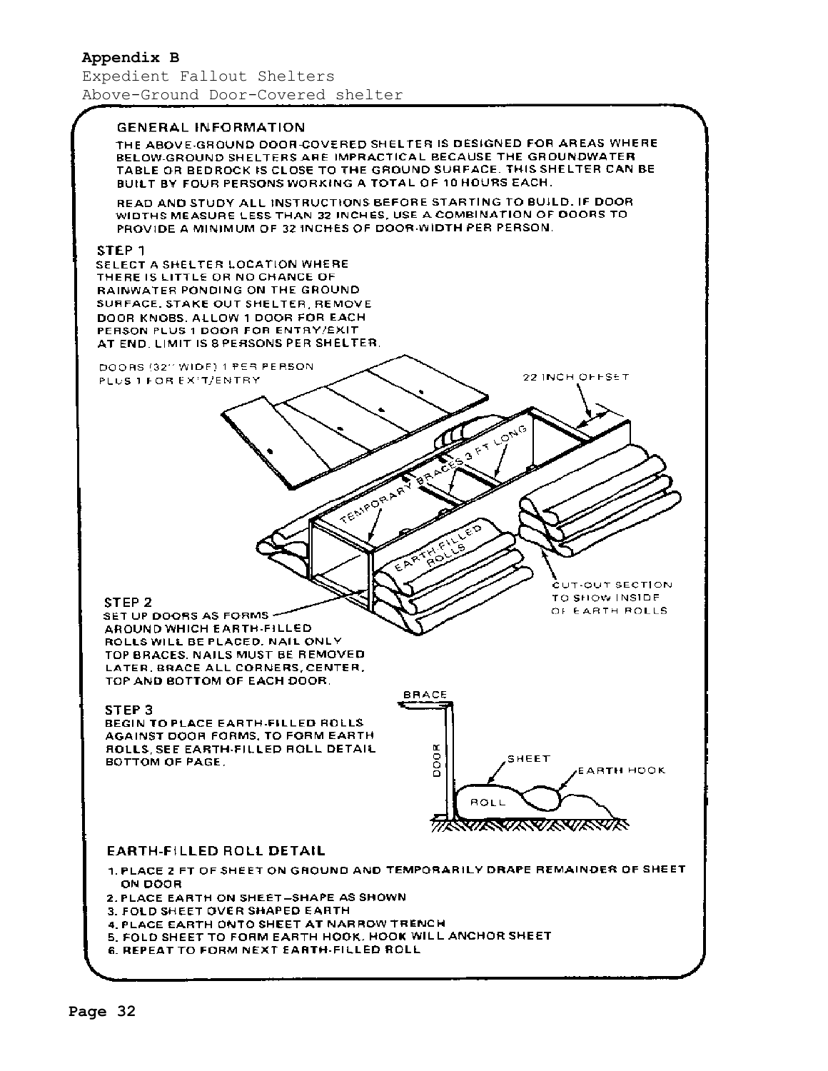**Appendix B**
Expedient Fallout Shelters
Above-Ground Door-Covered shelter

## GENERAL INFORMATION

THE ABOVE-GROUND DOOR-COVERED SHELTER IS DESIGNED FOR AREAS WHERE BELOW-GROUND SHELTERS ARE IMPRACTICAL BECAUSE THE GROUNDWATER TABLE OR BEDROCK IS CLOSE TO THE GROUND SURFACE. THIS SHELTER CAN BE BUILT BY FOUR PERSONS WORKING A TOTAL OF 10 HOURS EACH.

READ AND STUDY ALL INSTRUCTIONS BEFORE STARTING TO BUILD. IF DOOR WIDTHS MEASURE LESS THAN 32 INCHES, USE A COMBINATION OF DOORS TO PROVIDE A MINIMUM OF 32 INCHES OF DOOR-WIDTH PER PERSON.

### STEP 1

SELECT A SHELTER LOCATION WHERE THERE IS LITTLE OR NO CHANCE OF RAINWATER PONDING ON THE GROUND SURFACE. STAKE OUT SHELTER, REMOVE DOOR KNOBS. ALLOW 1 DOOR FOR EACH PERSON PLUS 1 DOOR FOR ENTRY/EXIT AT END. LIMIT IS 8 PERSONS PER SHELTER.

DOORS (32" WIDE) 1 PER PERSON PLUS 1 FOR EXIT/ENTRY

22 INCH OFFSET

TEMPORARY BRACES 3 FT LONG

EARTH-FILLED ROLLS

CUT-OUT SECTION TO SHOW INSIDE OF EARTH ROLLS

### STEP 2

SET UP DOORS AS FORMS AROUND WHICH EARTH-FILLED ROLLS WILL BE PLACED. NAIL ONLY TOP BRACES. NAILS MUST BE REMOVED LATER. BRACE ALL CORNERS, CENTER, TOP AND BOTTOM OF EACH DOOR.

### STEP 3

BEGIN TO PLACE EARTH-FILLED ROLLS AGAINST DOOR FORMS. TO FORM EARTH ROLLS, SEE EARTH-FILLED ROLL DETAIL BOTTOM OF PAGE.

BRACE

DOOR

SHEET

EARTH HOOK

ROLL

## EARTH-FILLED ROLL DETAIL

1. PLACE 2 FT OF SHEET ON GROUND AND TEMPORARILY DRAPE REMAINDER OF SHEET ON DOOR
2. PLACE EARTH ON SHEET—SHAPE AS SHOWN
3. FOLD SHEET OVER SHAPED EARTH
4. PLACE EARTH ONTO SHEET AT NARROW TRENCH
5. FOLD SHEET TO FORM EARTH HOOK. HOOK WILL ANCHOR SHEET
6. REPEAT TO FORM NEXT EARTH-FILLED ROLL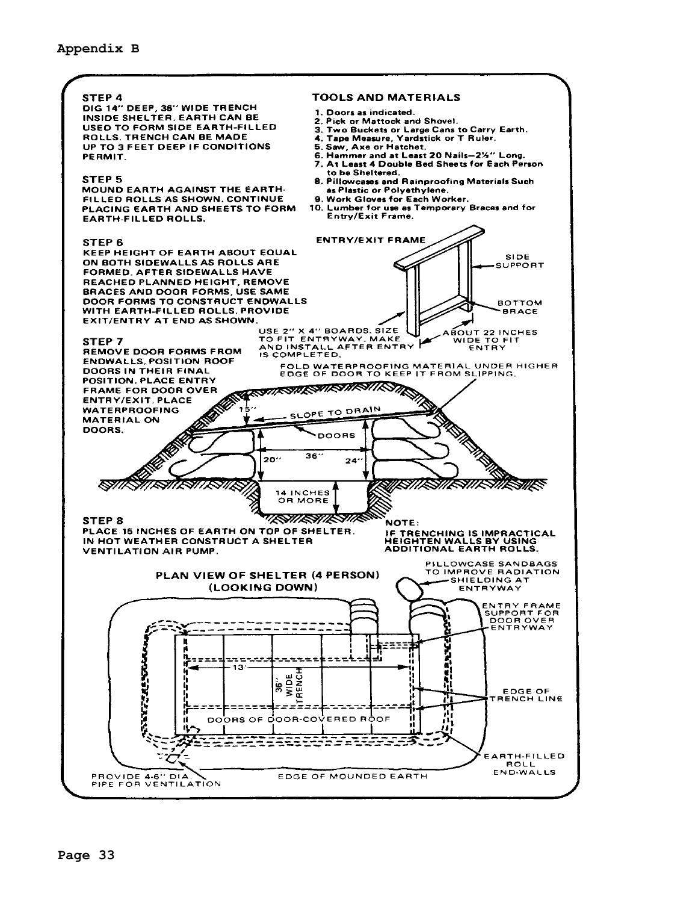Appendix B

**STEP 4**
DIG 14" DEEP, 36" WIDE TRENCH INSIDE SHELTER. EARTH CAN BE USED TO FORM SIDE EARTH-FILLED ROLLS. TRENCH CAN BE MADE UP TO 3 FEET DEEP IF CONDITIONS PERMIT.

**STEP 5**
MOUND EARTH AGAINST THE EARTH-FILLED ROLLS AS SHOWN. CONTINUE PLACING EARTH AND SHEETS TO FORM EARTH-FILLED ROLLS.

**STEP 6**
KEEP HEIGHT OF EARTH ABOUT EQUAL ON BOTH SIDEWALLS AS ROLLS ARE FORMED. AFTER SIDEWALLS HAVE REACHED PLANNED HEIGHT, REMOVE BRACES AND DOOR FORMS, USE SAME DOOR FORMS TO CONSTRUCT ENDWALLS WITH EARTH-FILLED ROLLS. PROVIDE EXIT/ENTRY AT END AS SHOWN.

**STEP 7**
REMOVE DOOR FORMS FROM ENDWALLS. POSITION ROOF DOORS IN THEIR FINAL POSITION. PLACE ENTRY FRAME FOR DOOR OVER ENTRY/EXIT. PLACE WATERPROOFING MATERIAL ON DOORS.

**STEP 8**
PLACE 15 INCHES OF EARTH ON TOP OF SHELTER. IN HOT WEATHER CONSTRUCT A SHELTER VENTILATION AIR PUMP.

**TOOLS AND MATERIALS**

1. Doors as indicated.
2. Pick or Mattock and Shovel.
3. Two Buckets or Large Cans to Carry Earth.
4. Tape Measure, Yardstick or T Ruler.
5. Saw, Axe or Hatchet.
6. Hammer and at Least 20 Nails—2½" Long.
7. At Least 4 Double Bed Sheets for Each Person to be Sheltered.
8. Pillowcases and Rainproofing Materials Such as Plastic or Polyethylene.
9. Work Gloves for Each Worker.
10. Lumber for use as Temporary Braces and for Entry/Exit Frame.

ENTRY/EXIT FRAME

SIDE SUPPORT

BOTTOM BRACE

USE 2" X 4" BOARDS. SIZE TO FIT ENTRYWAY. MAKE AND INSTALL AFTER ENTRY IS COMPLETED.

ABOUT 22 INCHES WIDE TO FIT ENTRY

FOLD WATERPROOFING MATERIAL UNDER HIGHER EDGE OF DOOR TO KEEP IT FROM SLIPPING.

15" — SLOPE TO DRAIN — DOORS — 20" — 36" — 24" — 14 INCHES OR MORE

NOTE:
IF TRENCHING IS IMPRACTICAL HEIGHTEN WALLS BY USING ADDITIONAL EARTH ROLLS.

**PLAN VIEW OF SHELTER (4 PERSON) (LOOKING DOWN)**

PILLOWCASE SANDBAGS TO IMPROVE RADIATION SHIELDING AT ENTRYWAY

ENTRY FRAME SUPPORT FOR DOOR OVER ENTRYWAY

13' — 36" WIDE TRENCH

EDGE OF TRENCH LINE

DOORS OF DOOR-COVERED ROOF

EARTH-FILLED ROLL END-WALLS

PROVIDE 4-6" DIA. PIPE FOR VENTILATION

EDGE OF MOUNDED EARTH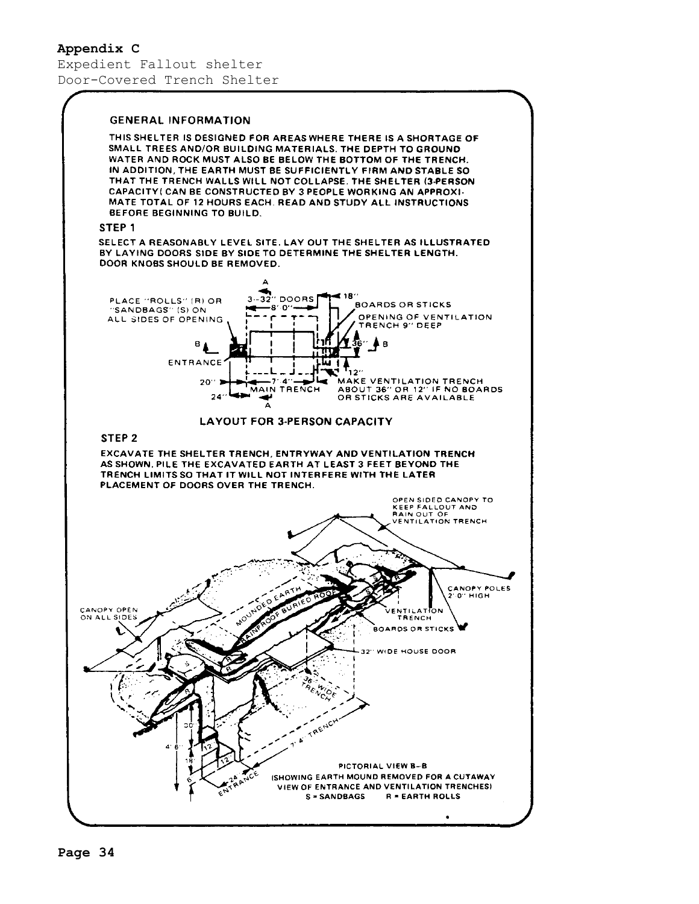**Appendix C**

Expedient Fallout shelter

Door-Covered Trench Shelter

## GENERAL INFORMATION

THIS SHELTER IS DESIGNED FOR AREAS WHERE THERE IS A SHORTAGE OF SMALL TREES AND/OR BUILDING MATERIALS. THE DEPTH TO GROUND WATER AND ROCK MUST ALSO BE BELOW THE BOTTOM OF THE TRENCH. IN ADDITION, THE EARTH MUST BE SUFFICIENTLY FIRM AND STABLE SO THAT THE TRENCH WALLS WILL NOT COLLAPSE. THE SHELTER (3-PERSON CAPACITY) CAN BE CONSTRUCTED BY 3 PEOPLE WORKING AN APPROXIMATE TOTAL OF 12 HOURS EACH. READ AND STUDY ALL INSTRUCTIONS BEFORE BEGINNING TO BUILD.

### STEP 1

SELECT A REASONABLY LEVEL SITE. LAY OUT THE SHELTER AS ILLUSTRATED BY LAYING DOORS SIDE BY SIDE TO DETERMINE THE SHELTER LENGTH. DOOR KNOBS SHOULD BE REMOVED.

PLACE "ROLLS" (R) OR "SANDBAGS" (S) ON ALL SIDES OF OPENING

3--32" DOORS

8' 0"

18"

BOARDS OR STICKS

OPENING OF VENTILATION TRENCH 9" DEEP

36"

ENTRANCE

12"

20"

7' 4"

MAIN TRENCH

24"

MAKE VENTILATION TRENCH ABOUT 36" OR 12" IF NO BOARDS OR STICKS ARE AVAILABLE

LAYOUT FOR 3-PERSON CAPACITY

### STEP 2

EXCAVATE THE SHELTER TRENCH, ENTRYWAY AND VENTILATION TRENCH AS SHOWN. PILE THE EXCAVATED EARTH AT LEAST 3 FEET BEYOND THE TRENCH LIMITS SO THAT IT WILL NOT INTERFERE WITH THE LATER PLACEMENT OF DOORS OVER THE TRENCH.

OPEN SIDED CANOPY TO KEEP FALLOUT AND RAIN OUT OF VENTILATION TRENCH

CANOPY POLES 2' 0" HIGH

MOUNDED EARTH

RAINPROOF BURIED ROOF

VENTILATION TRENCH

BOARDS OR STICKS

CANOPY OPEN ON ALL SIDES

32" WIDE HOUSE DOOR

36" WIDE TRENCH

7' 4" TRENCH

30"

4' 6"

12

12

18

6

24" ENTRANCE

PICTORIAL VIEW B–B
(SHOWING EARTH MOUND REMOVED FOR A CUTAWAY VIEW OF ENTRANCE AND VENTILATION TRENCHES)
S = SANDBAGS R = EARTH ROLLS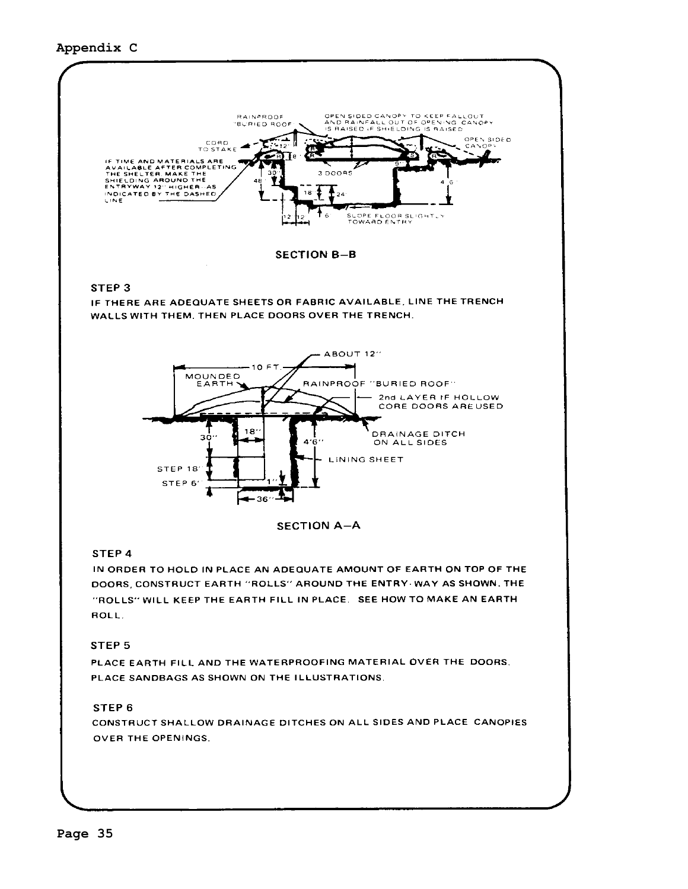SECTION B–B

STEP 3

IF THERE ARE ADEQUATE SHEETS OR FABRIC AVAILABLE, LINE THE TRENCH WALLS WITH THEM. THEN PLACE DOORS OVER THE TRENCH.

SECTION A–A

STEP 4

IN ORDER TO HOLD IN PLACE AN ADEQUATE AMOUNT OF EARTH ON TOP OF THE DOORS, CONSTRUCT EARTH "ROLLS" AROUND THE ENTRY-WAY AS SHOWN. THE "ROLLS" WILL KEEP THE EARTH FILL IN PLACE. SEE HOW TO MAKE AN EARTH ROLL.

STEP 5

PLACE EARTH FILL AND THE WATERPROOFING MATERIAL OVER THE DOORS. PLACE SANDBAGS AS SHOWN ON THE ILLUSTRATIONS.

STEP 6

CONSTRUCT SHALLOW DRAINAGE DITCHES ON ALL SIDES AND PLACE CANOPIES OVER THE OPENINGS.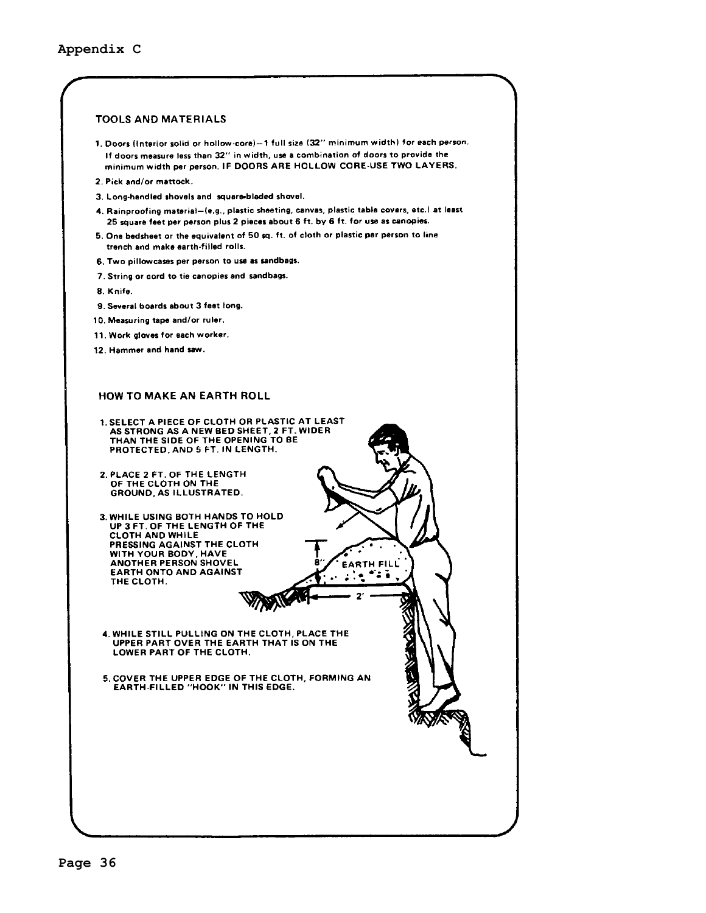## TOOLS AND MATERIALS

1. Doors (Interior solid or hollow-core)—1 full size (32" minimum width) for each person. If doors measure less than 32" in width, use a combination of doors to provide the minimum width per person. IF DOORS ARE HOLLOW CORE-USE TWO LAYERS.
2. Pick and/or mattock.
3. Long-handled shovels and square-bladed shovel.
4. Rainproofing material—(e.g., plastic sheeting, canvas, plastic table covers, etc.) at least 25 square feet per person plus 2 pieces about 6 ft. by 6 ft. for use as canopies.
5. One bedsheet or the equivalent of 50 sq. ft. of cloth or plastic per person to line trench and make earth-filled rolls.
6. Two pillowcases per person to use as sandbags.
7. String or cord to tie canopies and sandbags.
8. Knife.
9. Several boards about 3 feet long.
10. Measuring tape and/or ruler.
11. Work gloves for each worker.
12. Hammer and hand saw.

## HOW TO MAKE AN EARTH ROLL

1. SELECT A PIECE OF CLOTH OR PLASTIC AT LEAST AS STRONG AS A NEW BED SHEET, 2 FT. WIDER THAN THE SIDE OF THE OPENING TO BE PROTECTED, AND 5 FT. IN LENGTH.
2. PLACE 2 FT. OF THE LENGTH OF THE CLOTH ON THE GROUND, AS ILLUSTRATED.
3. WHILE USING BOTH HANDS TO HOLD UP 3 FT. OF THE LENGTH OF THE CLOTH AND WHILE PRESSING AGAINST THE CLOTH WITH YOUR BODY, HAVE ANOTHER PERSON SHOVEL EARTH ONTO AND AGAINST THE CLOTH.
4. WHILE STILL PULLING ON THE CLOTH, PLACE THE UPPER PART OVER THE EARTH THAT IS ON THE LOWER PART OF THE CLOTH.
5. COVER THE UPPER EDGE OF THE CLOTH, FORMING AN EARTH-FILLED "HOOK" IN THIS EDGE.

8" EARTH FILL 2'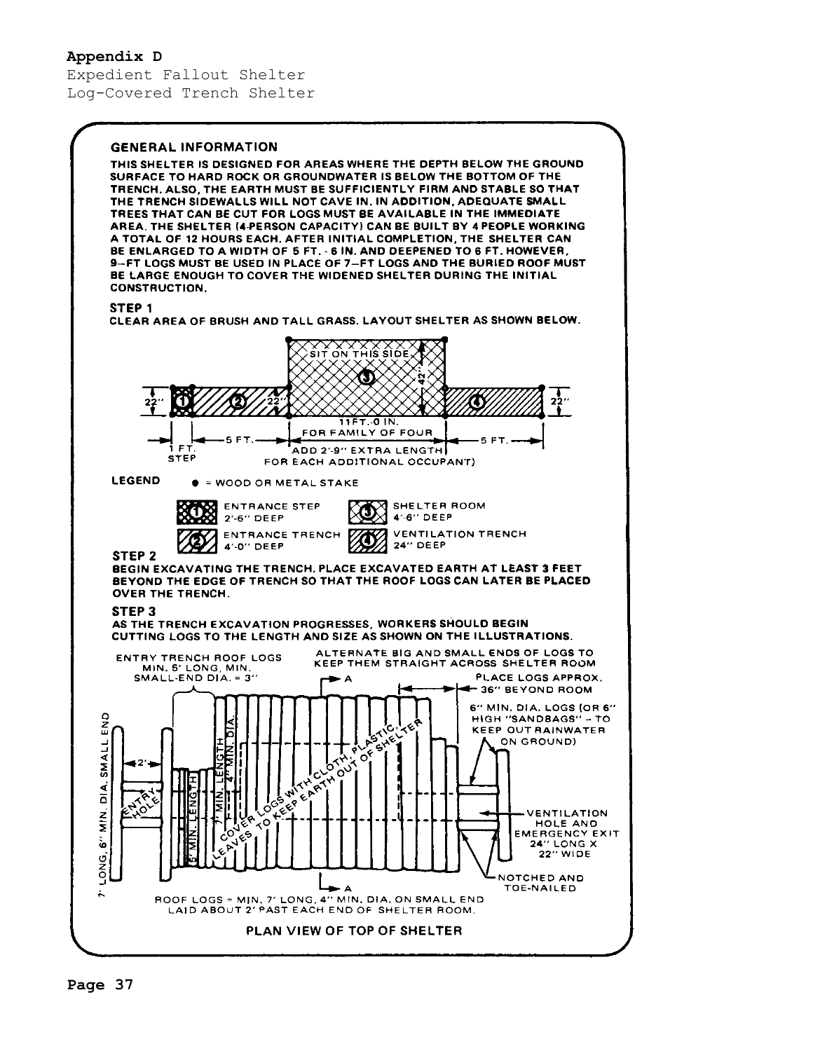## Appendix D

Expedient Fallout Shelter
Log-Covered Trench Shelter

### GENERAL INFORMATION

THIS SHELTER IS DESIGNED FOR AREAS WHERE THE DEPTH BELOW THE GROUND SURFACE TO HARD ROCK OR GROUNDWATER IS BELOW THE BOTTOM OF THE TRENCH. ALSO, THE EARTH MUST BE SUFFICIENTLY FIRM AND STABLE SO THAT THE TRENCH SIDEWALLS WILL NOT CAVE IN. IN ADDITION, ADEQUATE SMALL TREES THAT CAN BE CUT FOR LOGS MUST BE AVAILABLE IN THE IMMEDIATE AREA. THE SHELTER (4-PERSON CAPACITY) CAN BE BUILT BY 4 PEOPLE WORKING A TOTAL OF 12 HOURS EACH. AFTER INITIAL COMPLETION, THE SHELTER CAN BE ENLARGED TO A WIDTH OF 5 FT. - 6 IN. AND DEEPENED TO 6 FT. HOWEVER, 9-FT LOGS MUST BE USED IN PLACE OF 7-FT LOGS AND THE BURIED ROOF MUST BE LARGE ENOUGH TO COVER THE WIDENED SHELTER DURING THE INITIAL CONSTRUCTION.

### STEP 1

CLEAR AREA OF BRUSH AND TALL GRASS. LAYOUT SHELTER AS SHOWN BELOW.

SIT ON THIS SIDE

22" | 22" | 42" | 22"

1 FT. STEP | 5 FT. | 11 FT.-0 IN. FOR FAMILY OF FOUR (ADD 2'-9" EXTRA LENGTH FOR EACH ADDITIONAL OCCUPANT) | 5 FT.

LEGEND

● = WOOD OR METAL STAKE

1. ENTRANCE STEP 2'-6" DEEP
2. ENTRANCE TRENCH 4'-0" DEEP
3. SHELTER ROOM 4'-6" DEEP
4. VENTILATION TRENCH 24" DEEP

### STEP 2

BEGIN EXCAVATING THE TRENCH. PLACE EXCAVATED EARTH AT LEAST 3 FEET BEYOND THE EDGE OF TRENCH SO THAT THE ROOF LOGS CAN LATER BE PLACED OVER THE TRENCH.

### STEP 3

AS THE TRENCH EXCAVATION PROGRESSES, WORKERS SHOULD BEGIN CUTTING LOGS TO THE LENGTH AND SIZE AS SHOWN ON THE ILLUSTRATIONS.

ENTRY TRENCH ROOF LOGS MIN. 5' LONG, MIN. SMALL-END DIA. = 3"

ALTERNATE BIG AND SMALL ENDS OF LOGS TO KEEP THEM STRAIGHT ACROSS SHELTER ROOM

A

PLACE LOGS APPROX. 36" BEYOND ROOM

6" MIN. DIA. LOGS (OR 6" HIGH "SANDBAGS" - TO KEEP OUT RAINWATER ON GROUND)

7' LONG, 6" MIN. DIA. SMALL END

2'

ENTRY HOLE

5' MIN. LENGTH

7' MIN. LENGTH, 4" MIN. DIA.

COVER LOGS WITH CLOTH, PLASTIC, LEAVES TO KEEP EARTH OUT OF SHELTER

VENTILATION HOLE AND EMERGENCY EXIT 24" LONG X 22" WIDE

NOTCHED AND TOE-NAILED

A

ROOF LOGS = MIN. 7' LONG, 4" MIN. DIA. ON SMALL END LAID ABOUT 2' PAST EACH END OF SHELTER ROOM.

PLAN VIEW OF TOP OF SHELTER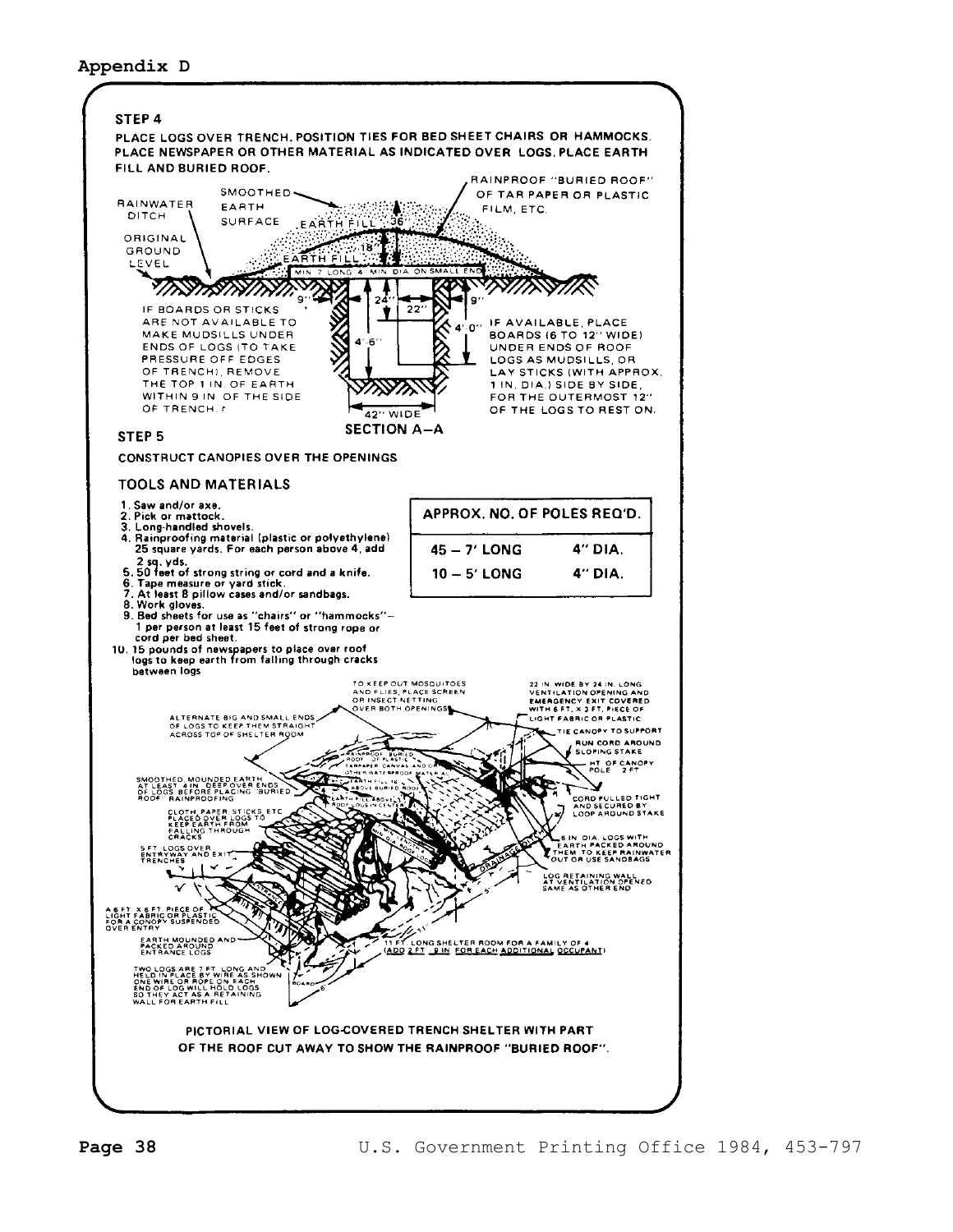## Appendix D

### STEP 4

PLACE LOGS OVER TRENCH. POSITION TIES FOR BED SHEET CHAIRS OR HAMMOCKS. PLACE NEWSPAPER OR OTHER MATERIAL AS INDICATED OVER LOGS. PLACE EARTH FILL AND BURIED ROOF.

SMOOTHED EARTH SURFACE

RAINWATER DITCH

ORIGINAL GROUND LEVEL

RAINPROOF "BURIED ROOF" OF TAR PAPER OR PLASTIC FILM, ETC.

EARTH FILL 36"

18"

EARTH FILL

MIN. 7' LONG 4" MIN. DIA. ON SMALL END

9" 24" 22" 9"

4'-6" 4'-0"

42" WIDE

IF BOARDS OR STICKS ARE NOT AVAILABLE TO MAKE MUDSILLS UNDER ENDS OF LOGS (TO TAKE PRESSURE OFF EDGES OF TRENCH), REMOVE THE TOP 1 IN. OF EARTH WITHIN 9 IN. OF THE SIDE OF TRENCH.

IF AVAILABLE, PLACE BOARDS (6 TO 12" WIDE) UNDER ENDS OF ROOF LOGS AS MUDSILLS, OR LAY STICKS (WITH APPROX. 1 IN. DIA.) SIDE BY SIDE, FOR THE OUTERMOST 12" OF THE LOGS TO REST ON.

SECTION A–A

### STEP 5

CONSTRUCT CANOPIES OVER THE OPENINGS

### TOOLS AND MATERIALS

1. Saw and/or axe.
2. Pick or mattock.
3. Long-handled shovels.
4. Rainproofing material (plastic or polyethylene) 25 square yards. For each person above 4, add 2 sq. yds.
5. 50 feet of strong string or cord and a knife.
6. Tape measure or yard stick.
7. At least 8 pillow cases and/or sandbags.
8. Work gloves.
9. Bed sheets for use as "chairs" or "hammocks"–1 per person at least 15 feet of strong rope or cord per bed sheet.
10. 15 pounds of newspapers to place over roof logs to keep earth from falling through cracks between logs

| APPROX. NO. OF POLES REQ'D. | |
|---|---|
| 45 – 7' LONG | 4" DIA. |
| 10 – 5' LONG | 4" DIA. |

TO KEEP OUT MOSQUITOES AND FLIES, PLACE SCREEN OR INSECT NETTING OVER BOTH OPENINGS

22 IN. WIDE BY 24 IN. LONG VENTILATION OPENING AND EMERGENCY EXIT COVERED WITH 6 FT. X 3 FT. PIECE OF LIGHT FABRIC OR PLASTIC

ALTERNATE BIG AND SMALL ENDS OF LOGS TO KEEP THEM STRAIGHT ACROSS TOP OF SHELTER ROOM

TIE CANOPY TO SUPPORT

RUN CORD AROUND SLOPING STAKE

HT. OF CANOPY POLE 2 FT

SMOOTHED, MOUNDED EARTH AT LEAST 4 IN. DEEP OVER ENDS OF LOGS BEFORE PLACING "BURIED ROOF" RAINPROOFING

RAINPROOF "BURIED ROOF" OF PLASTIC, TARPAPER, CANVAS AND OTHER WATERPROOF MATERIAL

EARTH FILL 18" ABOVE BURIED ROOF

EARTH FILL ABOVE ROOF LOGS IN CENTER

CLOTH, PAPER, STICKS, ETC. PLACED OVER LOGS TO KEEP EARTH FROM FALLING THROUGH CRACKS

CORD PULLED TIGHT AND SECURED BY LOOP AROUND STAKE

5 FT. LOGS OVER ENTRYWAY AND EXIT TRENCHES

6 IN. DIA. LOGS WITH EARTH PACKED AROUND THEM TO KEEP RAINWATER OUT OR USE SANDBAGS

A 6 FT. X 6 FT. PIECE OF LIGHT FABRIC OR PLASTIC FOR A CONOPY SUSPENDED OVER ENTRY

LOG RETAINING WALL AT VENTILATION OPENED SAME AS OTHER END

EARTH MOUNDED AND PACKED AROUND ENTRANCE LOGS

11 FT. LONG SHELTER ROOM FOR A FAMILY OF 4 (ADD 2 FT. - 9 IN. FOR EACH ADDITIONAL OCCUPANT)

TWO LOGS ARE 7 FT. LONG AND HELD IN PLACE BY WIRE AS SHOWN ONE WIRE OR ROPE ON EACH END OF LOG WILL HOLD LOGS SO THEY ACT AS A RETAINING WALL FOR EARTH FILL

BOARD

PICTORIAL VIEW OF LOG-COVERED TRENCH SHELTER WITH PART OF THE ROOF CUT AWAY TO SHOW THE RAINPROOF "BURIED ROOF".

U.S. Government Printing Office 1984, 453-797